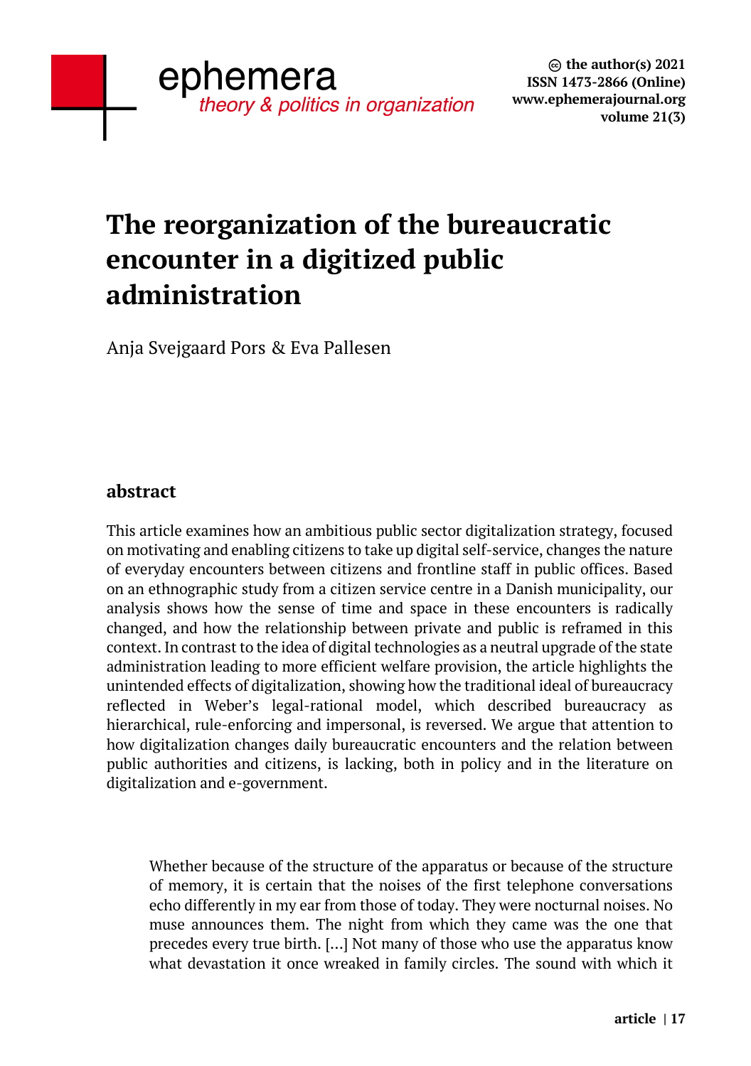# The reorganization of the bureaucratic encounter in a digitized public administration

Anja Svejgaard Pors & Eva Pallesen

## abstract

This article examines how an ambitious public sector digitalization strategy, focused on motivating and enabling citizens to take up digital self-service, changes the nature of everyday encounters between citizens and frontline staff in public offices. Based on an ethnographic study from a citizen service centre in a Danish municipality, our analysis shows how the sense of time and space in these encounters is radically changed, and how the relationship between private and public is reframed in this context. In contrast to the idea of digital technologies as a neutral upgrade of the state administration leading to more efficient welfare provision, the article highlights the unintended effects of digitalization, showing how the traditional ideal of bureaucracy reflected in Weber's legal-rational model, which described bureaucracy as hierarchical, rule-enforcing and impersonal, is reversed. We argue that attention to how digitalization changes daily bureaucratic encounters and the relation between public authorities and citizens, is lacking, both in policy and in the literature on digitalization and e-government.

> Whether because of the structure of the apparatus or because of the structure of memory, it is certain that the noises of the first telephone conversations echo differently in my ear from those of today. They were nocturnal noises. No muse announces them. The night from which they came was the one that precedes every true birth. [...] Not many of those who use the apparatus know what devastation it once wreaked in family circles. The sound with which it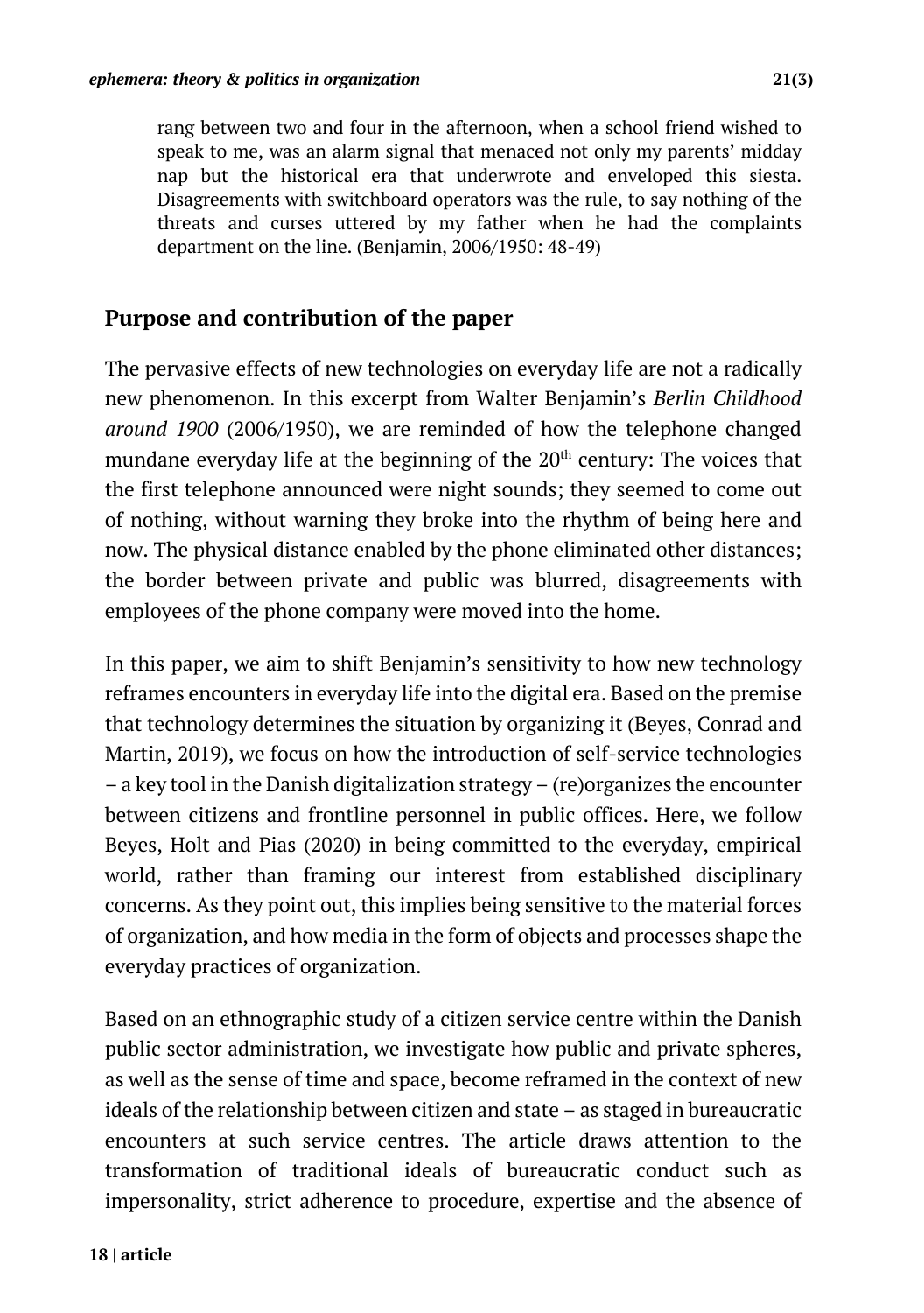> rang between two and four in the afternoon, when a school friend wished to speak to me, was an alarm signal that menaced not only my parents' midday nap but the historical era that underwrote and enveloped this siesta. Disagreements with switchboard operators was the rule, to say nothing of the threats and curses uttered by my father when he had the complaints department on the line. (Benjamin, 2006/1950: 48-49)

## Purpose and contribution of the paper

The pervasive effects of new technologies on everyday life are not a radically new phenomenon. In this excerpt from Walter Benjamin's *Berlin Childhood around 1900* (2006/1950), we are reminded of how the telephone changed mundane everyday life at the beginning of the 20th century: The voices that the first telephone announced were night sounds; they seemed to come out of nothing, without warning they broke into the rhythm of being here and now. The physical distance enabled by the phone eliminated other distances; the border between private and public was blurred, disagreements with employees of the phone company were moved into the home.

In this paper, we aim to shift Benjamin's sensitivity to how new technology reframes encounters in everyday life into the digital era. Based on the premise that technology determines the situation by organizing it (Beyes, Conrad and Martin, 2019), we focus on how the introduction of self-service technologies – a key tool in the Danish digitalization strategy – (re)organizes the encounter between citizens and frontline personnel in public offices. Here, we follow Beyes, Holt and Pias (2020) in being committed to the everyday, empirical world, rather than framing our interest from established disciplinary concerns. As they point out, this implies being sensitive to the material forces of organization, and how media in the form of objects and processes shape the everyday practices of organization.

Based on an ethnographic study of a citizen service centre within the Danish public sector administration, we investigate how public and private spheres, as well as the sense of time and space, become reframed in the context of new ideals of the relationship between citizen and state – as staged in bureaucratic encounters at such service centres. The article draws attention to the transformation of traditional ideals of bureaucratic conduct such as impersonality, strict adherence to procedure, expertise and the absence of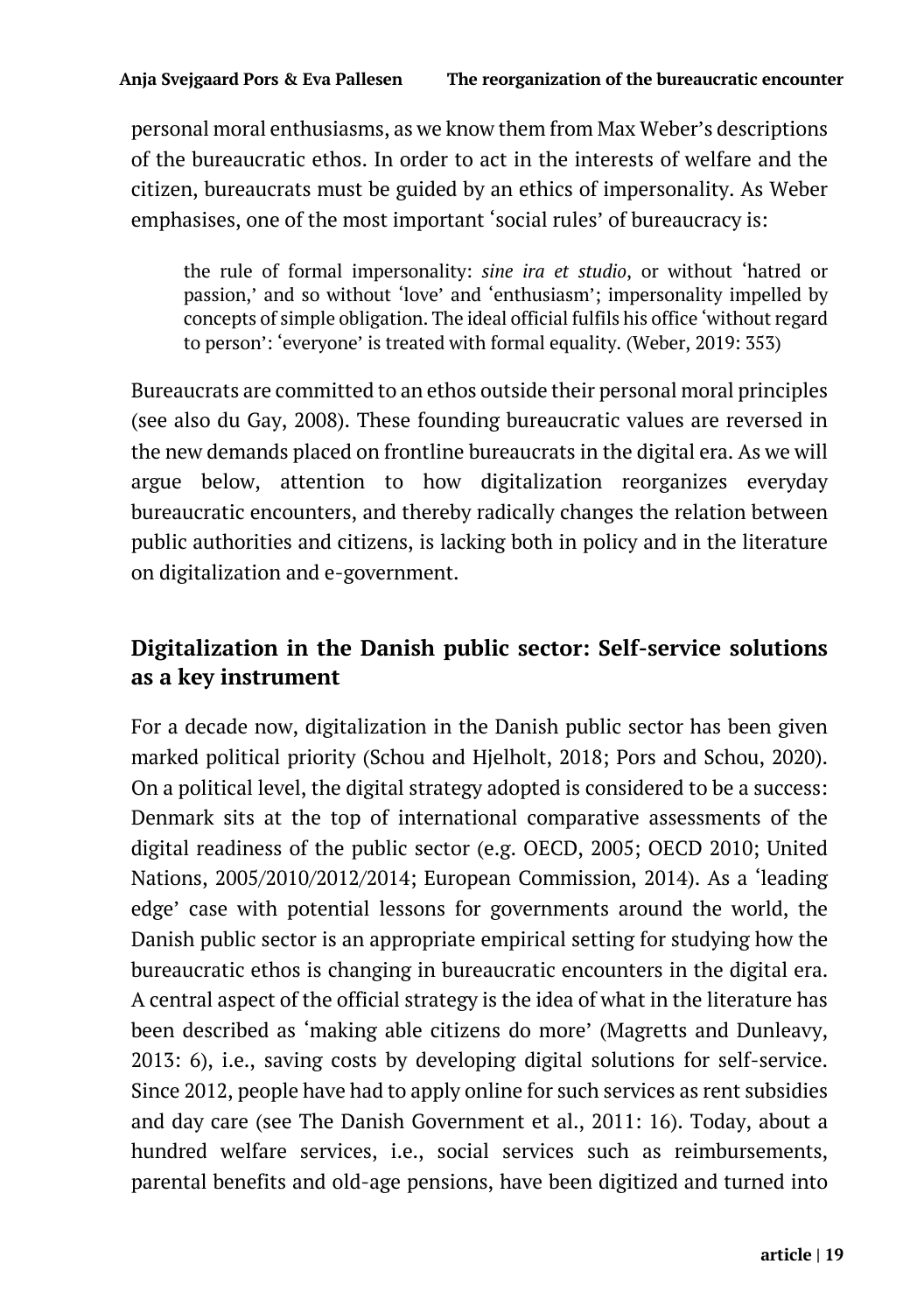personal moral enthusiasms, as we know them from Max Weber's descriptions of the bureaucratic ethos. In order to act in the interests of welfare and the citizen, bureaucrats must be guided by an ethics of impersonality. As Weber emphasises, one of the most important 'social rules' of bureaucracy is:

> the rule of formal impersonality: *sine ira et studio*, or without 'hatred or passion,' and so without 'love' and 'enthusiasm'; impersonality impelled by concepts of simple obligation. The ideal official fulfils his office 'without regard to person': 'everyone' is treated with formal equality. (Weber, 2019: 353)

Bureaucrats are committed to an ethos outside their personal moral principles (see also du Gay, 2008). These founding bureaucratic values are reversed in the new demands placed on frontline bureaucrats in the digital era. As we will argue below, attention to how digitalization reorganizes everyday bureaucratic encounters, and thereby radically changes the relation between public authorities and citizens, is lacking both in policy and in the literature on digitalization and e-government.

## Digitalization in the Danish public sector: Self-service solutions as a key instrument

For a decade now, digitalization in the Danish public sector has been given marked political priority (Schou and Hjelholt, 2018; Pors and Schou, 2020). On a political level, the digital strategy adopted is considered to be a success: Denmark sits at the top of international comparative assessments of the digital readiness of the public sector (e.g. OECD, 2005; OECD 2010; United Nations, 2005/2010/2012/2014; European Commission, 2014). As a 'leading edge' case with potential lessons for governments around the world, the Danish public sector is an appropriate empirical setting for studying how the bureaucratic ethos is changing in bureaucratic encounters in the digital era. A central aspect of the official strategy is the idea of what in the literature has been described as 'making able citizens do more' (Magretts and Dunleavy, 2013: 6), i.e., saving costs by developing digital solutions for self-service. Since 2012, people have had to apply online for such services as rent subsidies and day care (see The Danish Government et al., 2011: 16). Today, about a hundred welfare services, i.e., social services such as reimbursements, parental benefits and old-age pensions, have been digitized and turned into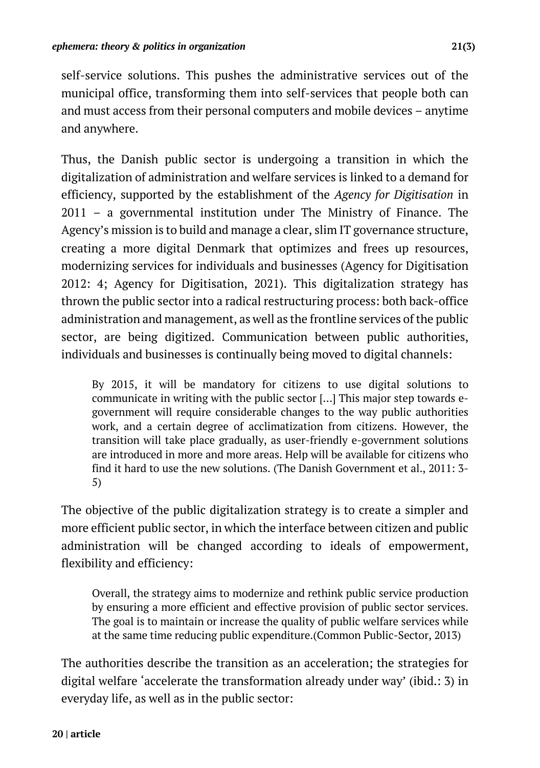self-service solutions. This pushes the administrative services out of the municipal office, transforming them into self-services that people both can and must access from their personal computers and mobile devices – anytime and anywhere.

Thus, the Danish public sector is undergoing a transition in which the digitalization of administration and welfare services is linked to a demand for efficiency, supported by the establishment of the *Agency for Digitisation* in 2011 – a governmental institution under The Ministry of Finance. The Agency's mission is to build and manage a clear, slim IT governance structure, creating a more digital Denmark that optimizes and frees up resources, modernizing services for individuals and businesses (Agency for Digitisation 2012: 4; Agency for Digitisation, 2021). This digitalization strategy has thrown the public sector into a radical restructuring process: both back-office administration and management, as well as the frontline services of the public sector, are being digitized. Communication between public authorities, individuals and businesses is continually being moved to digital channels:

> By 2015, it will be mandatory for citizens to use digital solutions to communicate in writing with the public sector [...] This major step towards e-government will require considerable changes to the way public authorities work, and a certain degree of acclimatization from citizens. However, the transition will take place gradually, as user-friendly e-government solutions are introduced in more and more areas. Help will be available for citizens who find it hard to use the new solutions. (The Danish Government et al., 2011: 3-5)

The objective of the public digitalization strategy is to create a simpler and more efficient public sector, in which the interface between citizen and public administration will be changed according to ideals of empowerment, flexibility and efficiency:

> Overall, the strategy aims to modernize and rethink public service production by ensuring a more efficient and effective provision of public sector services. The goal is to maintain or increase the quality of public welfare services while at the same time reducing public expenditure.(Common Public-Sector, 2013)

The authorities describe the transition as an acceleration; the strategies for digital welfare 'accelerate the transformation already under way' (ibid.: 3) in everyday life, as well as in the public sector: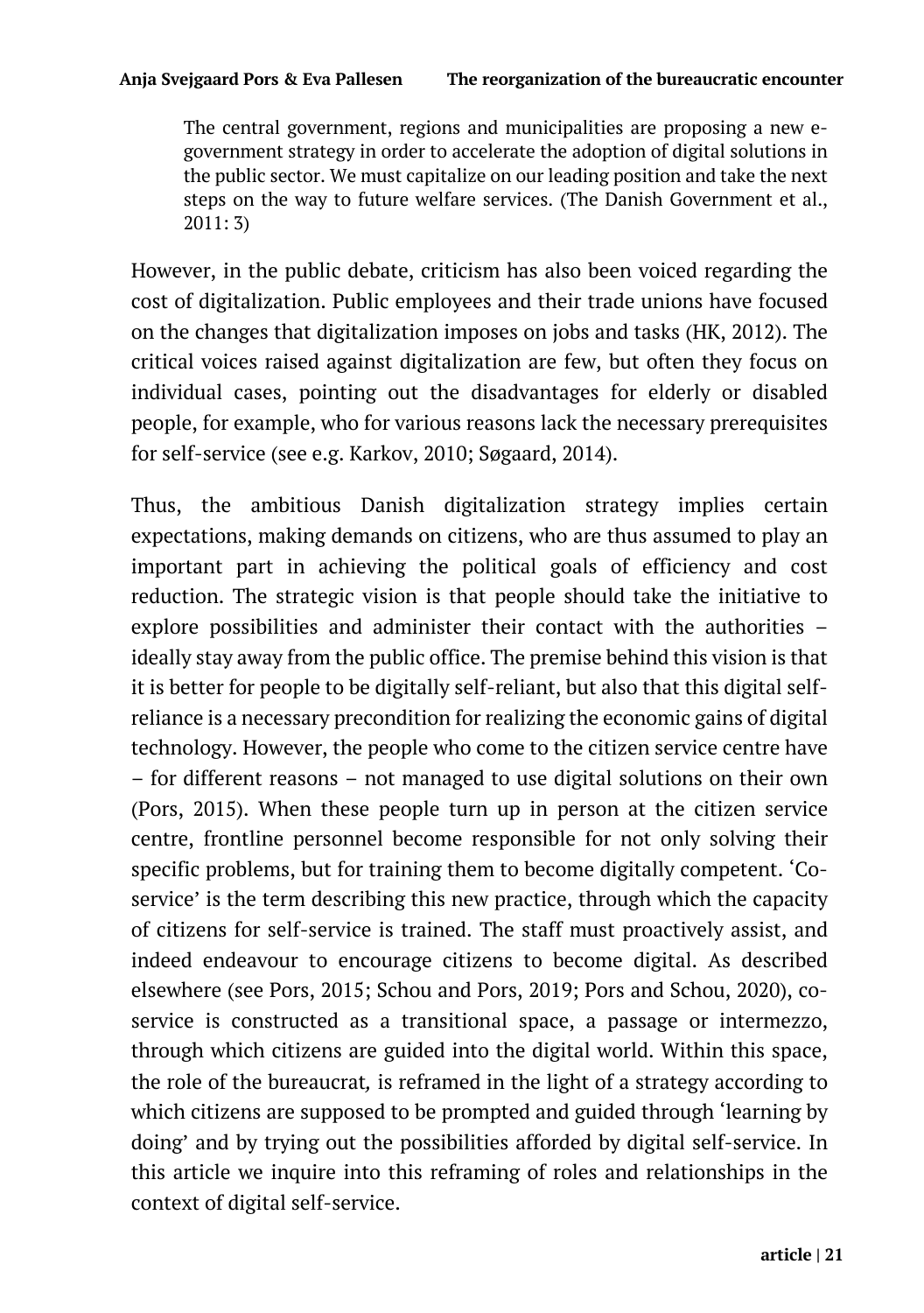> The central government, regions and municipalities are proposing a new e-government strategy in order to accelerate the adoption of digital solutions in the public sector. We must capitalize on our leading position and take the next steps on the way to future welfare services. (The Danish Government et al., 2011: 3)

However, in the public debate, criticism has also been voiced regarding the cost of digitalization. Public employees and their trade unions have focused on the changes that digitalization imposes on jobs and tasks (HK, 2012). The critical voices raised against digitalization are few, but often they focus on individual cases, pointing out the disadvantages for elderly or disabled people, for example, who for various reasons lack the necessary prerequisites for self-service (see e.g. Karkov, 2010; Søgaard, 2014).

Thus, the ambitious Danish digitalization strategy implies certain expectations, making demands on citizens, who are thus assumed to play an important part in achieving the political goals of efficiency and cost reduction. The strategic vision is that people should take the initiative to explore possibilities and administer their contact with the authorities – ideally stay away from the public office. The premise behind this vision is that it is better for people to be digitally self-reliant, but also that this digital self-reliance is a necessary precondition for realizing the economic gains of digital technology. However, the people who come to the citizen service centre have – for different reasons – not managed to use digital solutions on their own (Pors, 2015). When these people turn up in person at the citizen service centre, frontline personnel become responsible for not only solving their specific problems, but for training them to become digitally competent. 'Co-service' is the term describing this new practice, through which the capacity of citizens for self-service is trained. The staff must proactively assist, and indeed endeavour to encourage citizens to become digital. As described elsewhere (see Pors, 2015; Schou and Pors, 2019; Pors and Schou, 2020), co-service is constructed as a transitional space, a passage or intermezzo, through which citizens are guided into the digital world. Within this space, the role of the bureaucrat*,* is reframed in the light of a strategy according to which citizens are supposed to be prompted and guided through 'learning by doing' and by trying out the possibilities afforded by digital self-service. In this article we inquire into this reframing of roles and relationships in the context of digital self-service.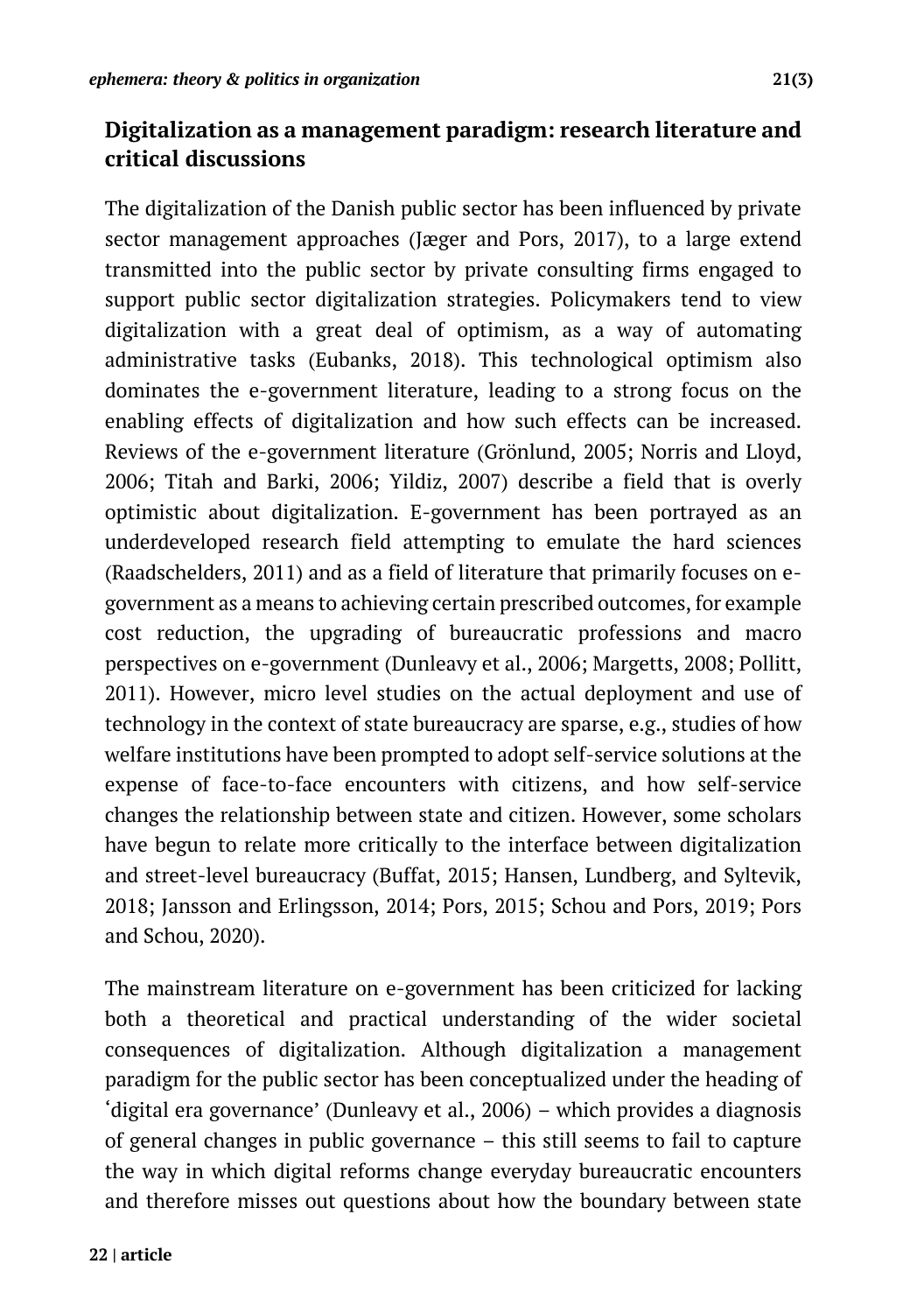## Digitalization as a management paradigm: research literature and critical discussions

The digitalization of the Danish public sector has been influenced by private sector management approaches (Jæger and Pors, 2017), to a large extend transmitted into the public sector by private consulting firms engaged to support public sector digitalization strategies. Policymakers tend to view digitalization with a great deal of optimism, as a way of automating administrative tasks (Eubanks, 2018). This technological optimism also dominates the e-government literature, leading to a strong focus on the enabling effects of digitalization and how such effects can be increased. Reviews of the e-government literature (Grönlund, 2005; Norris and Lloyd, 2006; Titah and Barki, 2006; Yildiz, 2007) describe a field that is overly optimistic about digitalization. E-government has been portrayed as an underdeveloped research field attempting to emulate the hard sciences (Raadschelders, 2011) and as a field of literature that primarily focuses on e-government as a means to achieving certain prescribed outcomes, for example cost reduction, the upgrading of bureaucratic professions and macro perspectives on e-government (Dunleavy et al., 2006; Margetts, 2008; Pollitt, 2011). However, micro level studies on the actual deployment and use of technology in the context of state bureaucracy are sparse, e.g., studies of how welfare institutions have been prompted to adopt self-service solutions at the expense of face-to-face encounters with citizens, and how self-service changes the relationship between state and citizen. However, some scholars have begun to relate more critically to the interface between digitalization and street-level bureaucracy (Buffat, 2015; Hansen, Lundberg, and Syltevik, 2018; Jansson and Erlingsson, 2014; Pors, 2015; Schou and Pors, 2019; Pors and Schou, 2020).

The mainstream literature on e-government has been criticized for lacking both a theoretical and practical understanding of the wider societal consequences of digitalization. Although digitalization a management paradigm for the public sector has been conceptualized under the heading of 'digital era governance' (Dunleavy et al., 2006) – which provides a diagnosis of general changes in public governance – this still seems to fail to capture the way in which digital reforms change everyday bureaucratic encounters and therefore misses out questions about how the boundary between state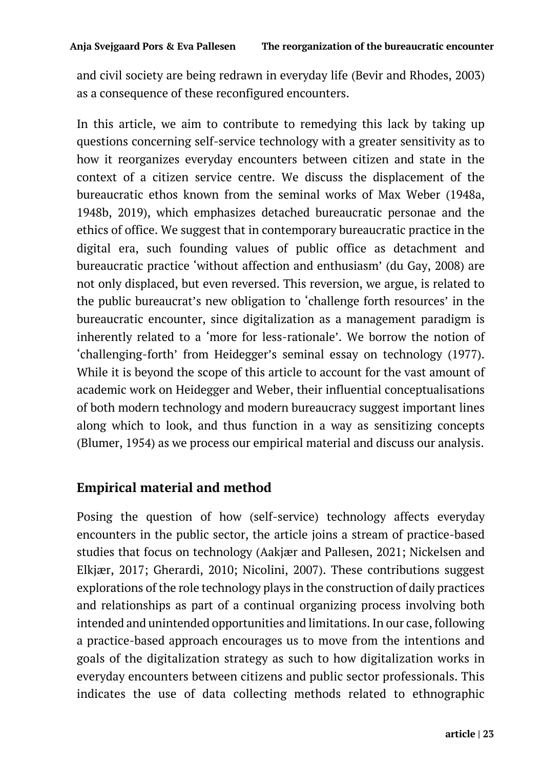and civil society are being redrawn in everyday life (Bevir and Rhodes, 2003) as a consequence of these reconfigured encounters.

In this article, we aim to contribute to remedying this lack by taking up questions concerning self-service technology with a greater sensitivity as to how it reorganizes everyday encounters between citizen and state in the context of a citizen service centre. We discuss the displacement of the bureaucratic ethos known from the seminal works of Max Weber (1948a, 1948b, 2019), which emphasizes detached bureaucratic personae and the ethics of office. We suggest that in contemporary bureaucratic practice in the digital era, such founding values of public office as detachment and bureaucratic practice 'without affection and enthusiasm' (du Gay, 2008) are not only displaced, but even reversed. This reversion, we argue, is related to the public bureaucrat's new obligation to 'challenge forth resources' in the bureaucratic encounter, since digitalization as a management paradigm is inherently related to a 'more for less-rationale'. We borrow the notion of 'challenging-forth' from Heidegger's seminal essay on technology (1977). While it is beyond the scope of this article to account for the vast amount of academic work on Heidegger and Weber, their influential conceptualisations of both modern technology and modern bureaucracy suggest important lines along which to look, and thus function in a way as sensitizing concepts (Blumer, 1954) as we process our empirical material and discuss our analysis.

## Empirical material and method

Posing the question of how (self-service) technology affects everyday encounters in the public sector, the article joins a stream of practice-based studies that focus on technology (Aakjær and Pallesen, 2021; Nickelsen and Elkjær, 2017; Gherardi, 2010; Nicolini, 2007). These contributions suggest explorations of the role technology plays in the construction of daily practices and relationships as part of a continual organizing process involving both intended and unintended opportunities and limitations. In our case, following a practice-based approach encourages us to move from the intentions and goals of the digitalization strategy as such to how digitalization works in everyday encounters between citizens and public sector professionals. This indicates the use of data collecting methods related to ethnographic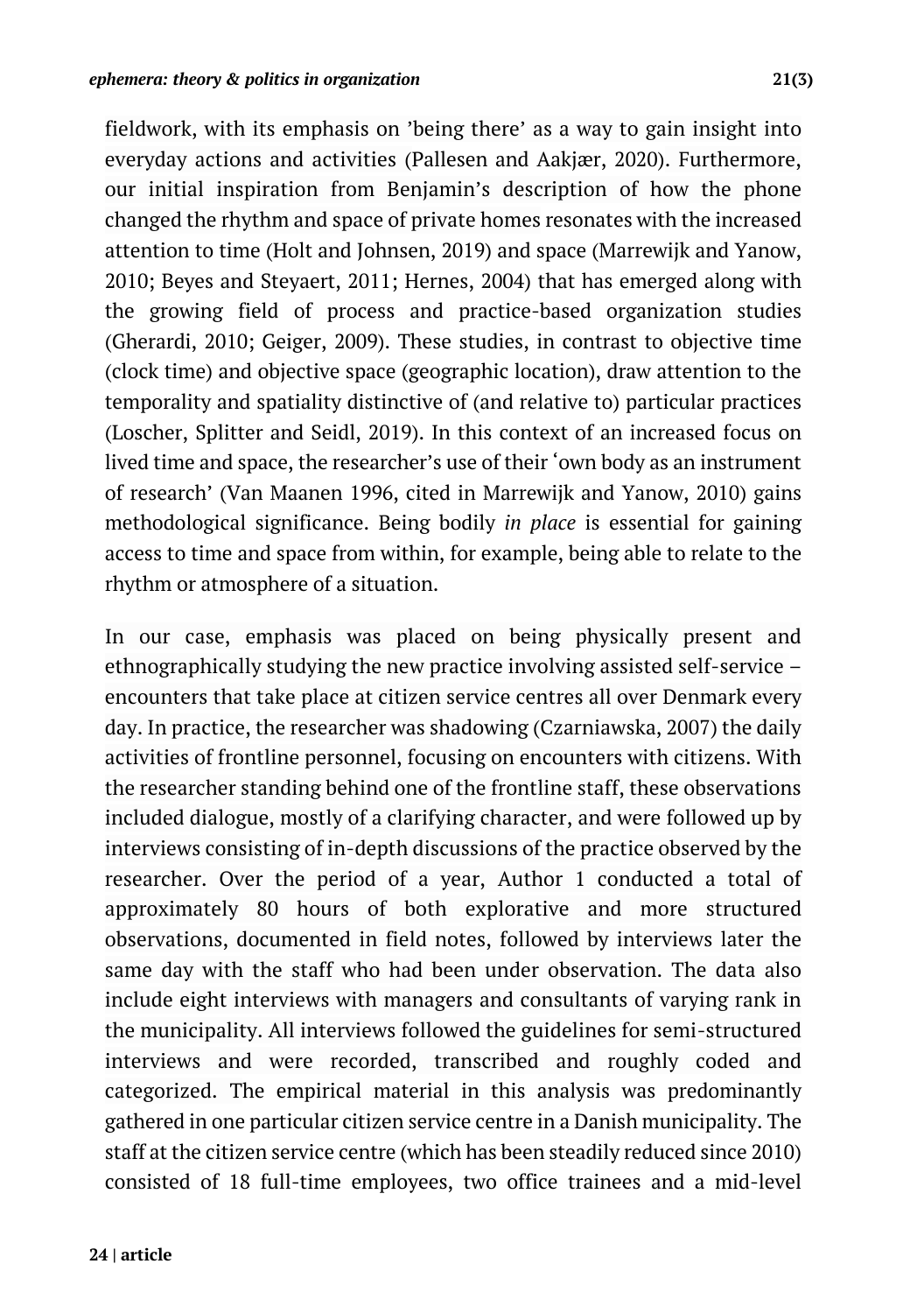fieldwork, with its emphasis on 'being there' as a way to gain insight into everyday actions and activities (Pallesen and Aakjær, 2020). Furthermore, our initial inspiration from Benjamin's description of how the phone changed the rhythm and space of private homes resonates with the increased attention to time (Holt and Johnsen, 2019) and space (Marrewijk and Yanow, 2010; Beyes and Steyaert, 2011; Hernes, 2004) that has emerged along with the growing field of process and practice-based organization studies (Gherardi, 2010; Geiger, 2009). These studies, in contrast to objective time (clock time) and objective space (geographic location), draw attention to the temporality and spatiality distinctive of (and relative to) particular practices (Loscher, Splitter and Seidl, 2019). In this context of an increased focus on lived time and space, the researcher's use of their 'own body as an instrument of research' (Van Maanen 1996, cited in Marrewijk and Yanow, 2010) gains methodological significance. Being bodily *in place* is essential for gaining access to time and space from within, for example, being able to relate to the rhythm or atmosphere of a situation.

In our case, emphasis was placed on being physically present and ethnographically studying the new practice involving assisted self-service – encounters that take place at citizen service centres all over Denmark every day. In practice, the researcher was shadowing (Czarniawska, 2007) the daily activities of frontline personnel, focusing on encounters with citizens. With the researcher standing behind one of the frontline staff, these observations included dialogue, mostly of a clarifying character, and were followed up by interviews consisting of in-depth discussions of the practice observed by the researcher. Over the period of a year, Author 1 conducted a total of approximately 80 hours of both explorative and more structured observations, documented in field notes, followed by interviews later the same day with the staff who had been under observation. The data also include eight interviews with managers and consultants of varying rank in the municipality. All interviews followed the guidelines for semi-structured interviews and were recorded, transcribed and roughly coded and categorized. The empirical material in this analysis was predominantly gathered in one particular citizen service centre in a Danish municipality. The staff at the citizen service centre (which has been steadily reduced since 2010) consisted of 18 full-time employees, two office trainees and a mid-level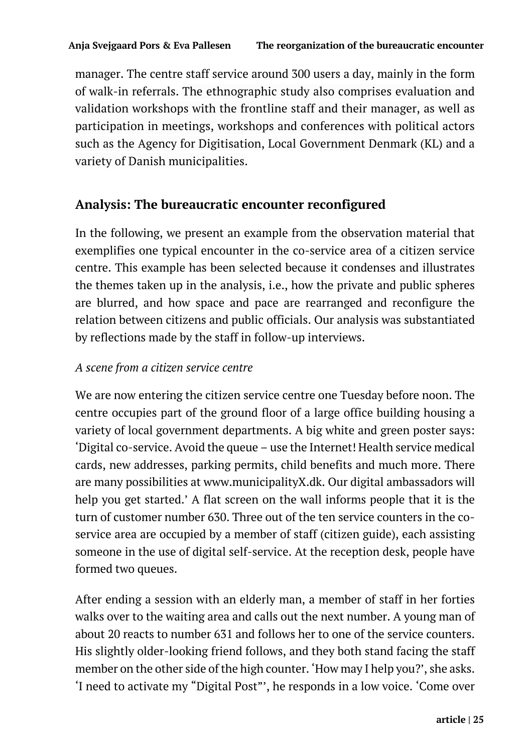manager. The centre staff service around 300 users a day, mainly in the form of walk-in referrals. The ethnographic study also comprises evaluation and validation workshops with the frontline staff and their manager, as well as participation in meetings, workshops and conferences with political actors such as the Agency for Digitisation, Local Government Denmark (KL) and a variety of Danish municipalities.

## Analysis: The bureaucratic encounter reconfigured

In the following, we present an example from the observation material that exemplifies one typical encounter in the co-service area of a citizen service centre. This example has been selected because it condenses and illustrates the themes taken up in the analysis, i.e., how the private and public spheres are blurred, and how space and pace are rearranged and reconfigure the relation between citizens and public officials. Our analysis was substantiated by reflections made by the staff in follow-up interviews.

*A scene from a citizen service centre*

We are now entering the citizen service centre one Tuesday before noon. The centre occupies part of the ground floor of a large office building housing a variety of local government departments. A big white and green poster says: 'Digital co-service. Avoid the queue – use the Internet! Health service medical cards, new addresses, parking permits, child benefits and much more. There are many possibilities at www.municipalityX.dk. Our digital ambassadors will help you get started.' A flat screen on the wall informs people that it is the turn of customer number 630. Three out of the ten service counters in the co-service area are occupied by a member of staff (citizen guide), each assisting someone in the use of digital self-service. At the reception desk, people have formed two queues.

After ending a session with an elderly man, a member of staff in her forties walks over to the waiting area and calls out the next number. A young man of about 20 reacts to number 631 and follows her to one of the service counters. His slightly older-looking friend follows, and they both stand facing the staff member on the other side of the high counter. 'How may I help you?', she asks. 'I need to activate my "Digital Post"', he responds in a low voice. 'Come over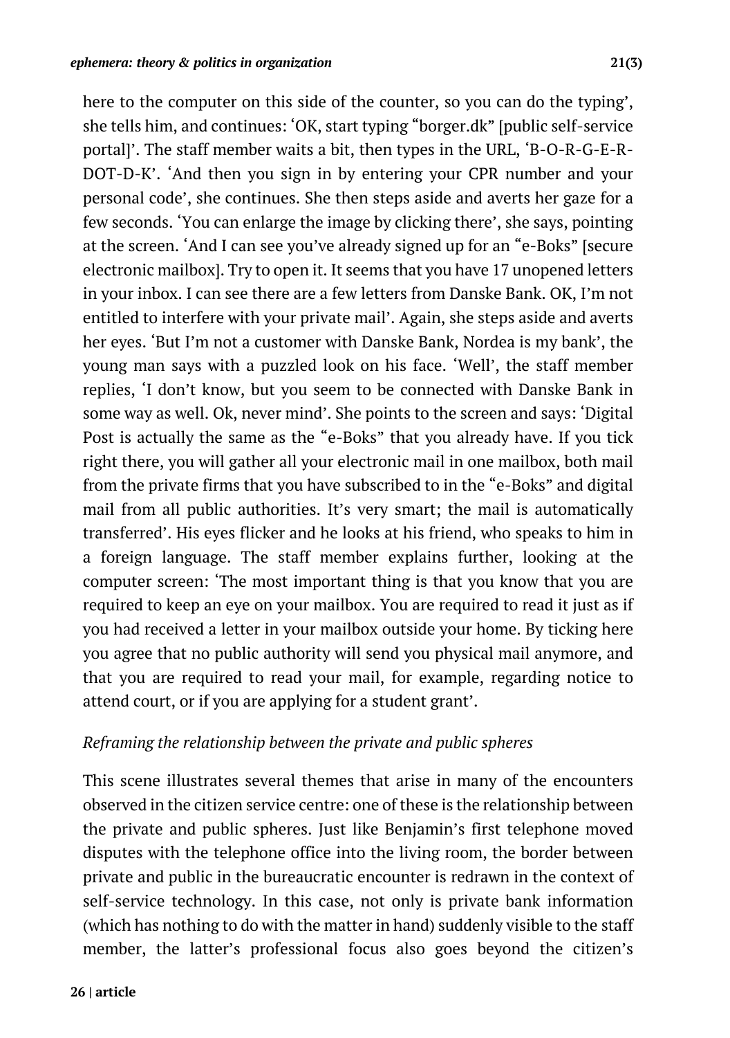here to the computer on this side of the counter, so you can do the typing', she tells him, and continues: 'OK, start typing "borger.dk" [public self-service portal]'. The staff member waits a bit, then types in the URL, 'B-O-R-G-E-R-DOT-D-K'. 'And then you sign in by entering your CPR number and your personal code', she continues. She then steps aside and averts her gaze for a few seconds. 'You can enlarge the image by clicking there', she says, pointing at the screen. 'And I can see you've already signed up for an "e-Boks" [secure electronic mailbox]. Try to open it. It seems that you have 17 unopened letters in your inbox. I can see there are a few letters from Danske Bank. OK, I'm not entitled to interfere with your private mail'. Again, she steps aside and averts her eyes. 'But I'm not a customer with Danske Bank, Nordea is my bank', the young man says with a puzzled look on his face. 'Well', the staff member replies, 'I don't know, but you seem to be connected with Danske Bank in some way as well. Ok, never mind'. She points to the screen and says: 'Digital Post is actually the same as the "e-Boks" that you already have. If you tick right there, you will gather all your electronic mail in one mailbox, both mail from the private firms that you have subscribed to in the "e-Boks" and digital mail from all public authorities. It's very smart; the mail is automatically transferred'. His eyes flicker and he looks at his friend, who speaks to him in a foreign language. The staff member explains further, looking at the computer screen: 'The most important thing is that you know that you are required to keep an eye on your mailbox. You are required to read it just as if you had received a letter in your mailbox outside your home. By ticking here you agree that no public authority will send you physical mail anymore, and that you are required to read your mail, for example, regarding notice to attend court, or if you are applying for a student grant'.

### *Reframing the relationship between the private and public spheres*

This scene illustrates several themes that arise in many of the encounters observed in the citizen service centre: one of these is the relationship between the private and public spheres. Just like Benjamin's first telephone moved disputes with the telephone office into the living room, the border between private and public in the bureaucratic encounter is redrawn in the context of self-service technology. In this case, not only is private bank information (which has nothing to do with the matter in hand) suddenly visible to the staff member, the latter's professional focus also goes beyond the citizen's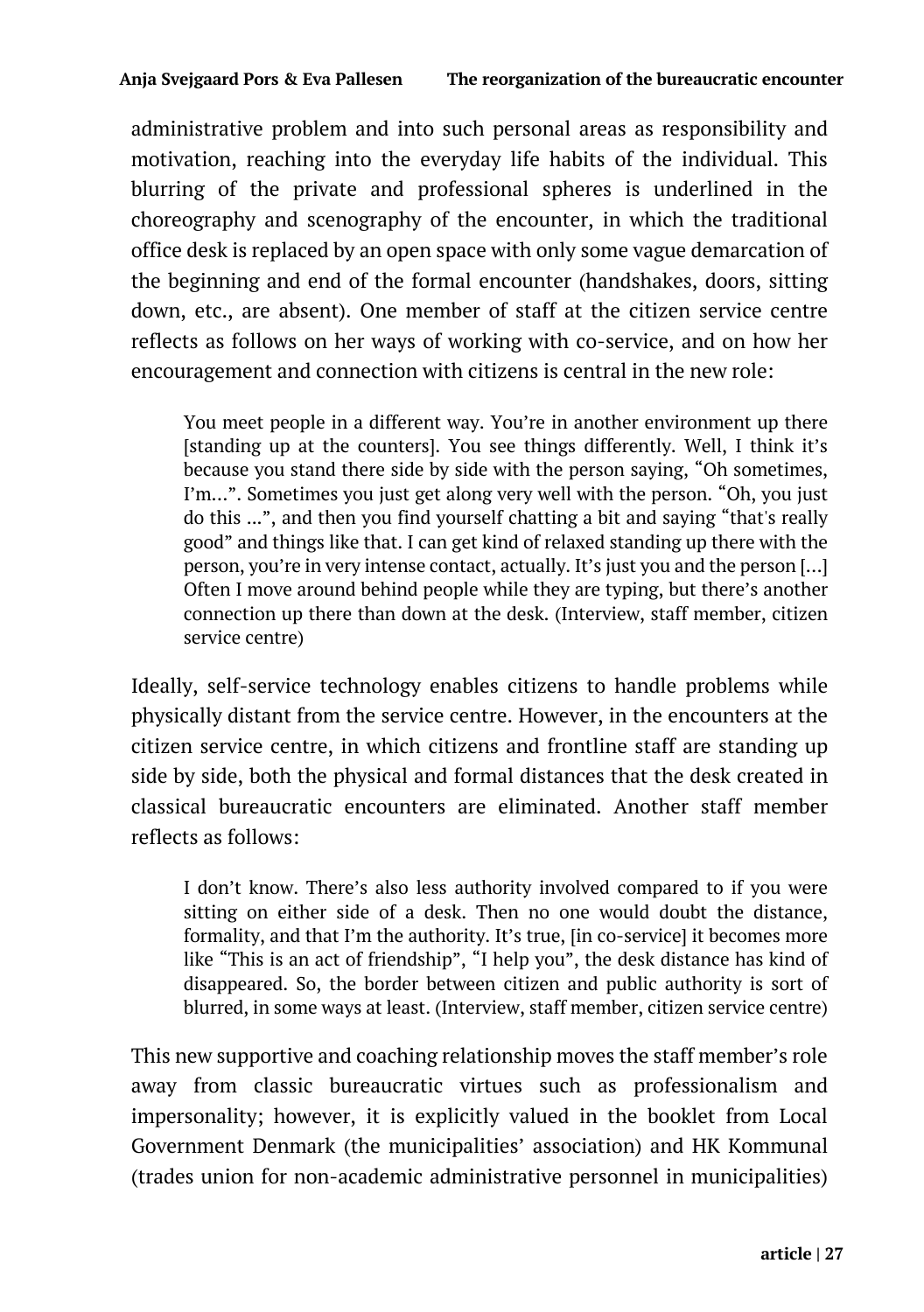administrative problem and into such personal areas as responsibility and motivation, reaching into the everyday life habits of the individual. This blurring of the private and professional spheres is underlined in the choreography and scenography of the encounter, in which the traditional office desk is replaced by an open space with only some vague demarcation of the beginning and end of the formal encounter (handshakes, doors, sitting down, etc., are absent). One member of staff at the citizen service centre reflects as follows on her ways of working with co-service, and on how her encouragement and connection with citizens is central in the new role:

> You meet people in a different way. You're in another environment up there [standing up at the counters]. You see things differently. Well, I think it's because you stand there side by side with the person saying, "Oh sometimes, I'm...". Sometimes you just get along very well with the person. "Oh, you just do this ...", and then you find yourself chatting a bit and saying "that's really good" and things like that. I can get kind of relaxed standing up there with the person, you're in very intense contact, actually. It's just you and the person [...] Often I move around behind people while they are typing, but there's another connection up there than down at the desk. (Interview, staff member, citizen service centre)

Ideally, self-service technology enables citizens to handle problems while physically distant from the service centre. However, in the encounters at the citizen service centre, in which citizens and frontline staff are standing up side by side, both the physical and formal distances that the desk created in classical bureaucratic encounters are eliminated. Another staff member reflects as follows:

> I don't know. There's also less authority involved compared to if you were sitting on either side of a desk. Then no one would doubt the distance, formality, and that I'm the authority. It's true, [in co-service] it becomes more like "This is an act of friendship", "I help you", the desk distance has kind of disappeared. So, the border between citizen and public authority is sort of blurred, in some ways at least. (Interview, staff member, citizen service centre)

This new supportive and coaching relationship moves the staff member's role away from classic bureaucratic virtues such as professionalism and impersonality; however, it is explicitly valued in the booklet from Local Government Denmark (the municipalities' association) and HK Kommunal (trades union for non-academic administrative personnel in municipalities)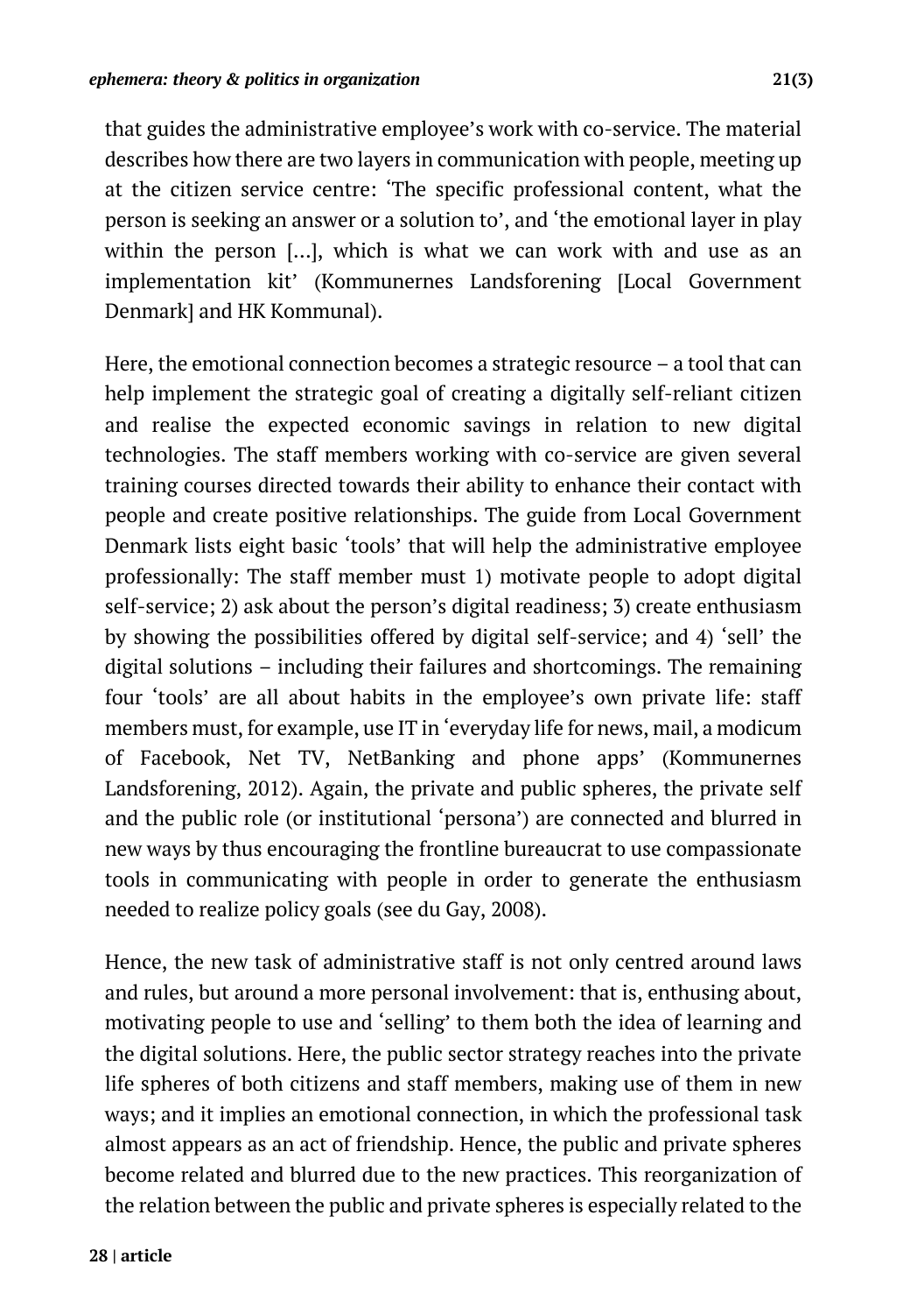that guides the administrative employee's work with co-service. The material describes how there are two layers in communication with people, meeting up at the citizen service centre: 'The specific professional content, what the person is seeking an answer or a solution to', and 'the emotional layer in play within the person [...], which is what we can work with and use as an implementation kit' (Kommunernes Landsforening [Local Government Denmark] and HK Kommunal).

Here, the emotional connection becomes a strategic resource – a tool that can help implement the strategic goal of creating a digitally self-reliant citizen and realise the expected economic savings in relation to new digital technologies. The staff members working with co-service are given several training courses directed towards their ability to enhance their contact with people and create positive relationships. The guide from Local Government Denmark lists eight basic 'tools' that will help the administrative employee professionally: The staff member must 1) motivate people to adopt digital self-service; 2) ask about the person's digital readiness; 3) create enthusiasm by showing the possibilities offered by digital self-service; and 4) 'sell' the digital solutions – including their failures and shortcomings. The remaining four 'tools' are all about habits in the employee's own private life: staff members must, for example, use IT in 'everyday life for news, mail, a modicum of Facebook, Net TV, NetBanking and phone apps' (Kommunernes Landsforening, 2012). Again, the private and public spheres, the private self and the public role (or institutional 'persona') are connected and blurred in new ways by thus encouraging the frontline bureaucrat to use compassionate tools in communicating with people in order to generate the enthusiasm needed to realize policy goals (see du Gay, 2008).

Hence, the new task of administrative staff is not only centred around laws and rules, but around a more personal involvement: that is, enthusing about, motivating people to use and 'selling' to them both the idea of learning and the digital solutions. Here, the public sector strategy reaches into the private life spheres of both citizens and staff members, making use of them in new ways; and it implies an emotional connection, in which the professional task almost appears as an act of friendship. Hence, the public and private spheres become related and blurred due to the new practices. This reorganization of the relation between the public and private spheres is especially related to the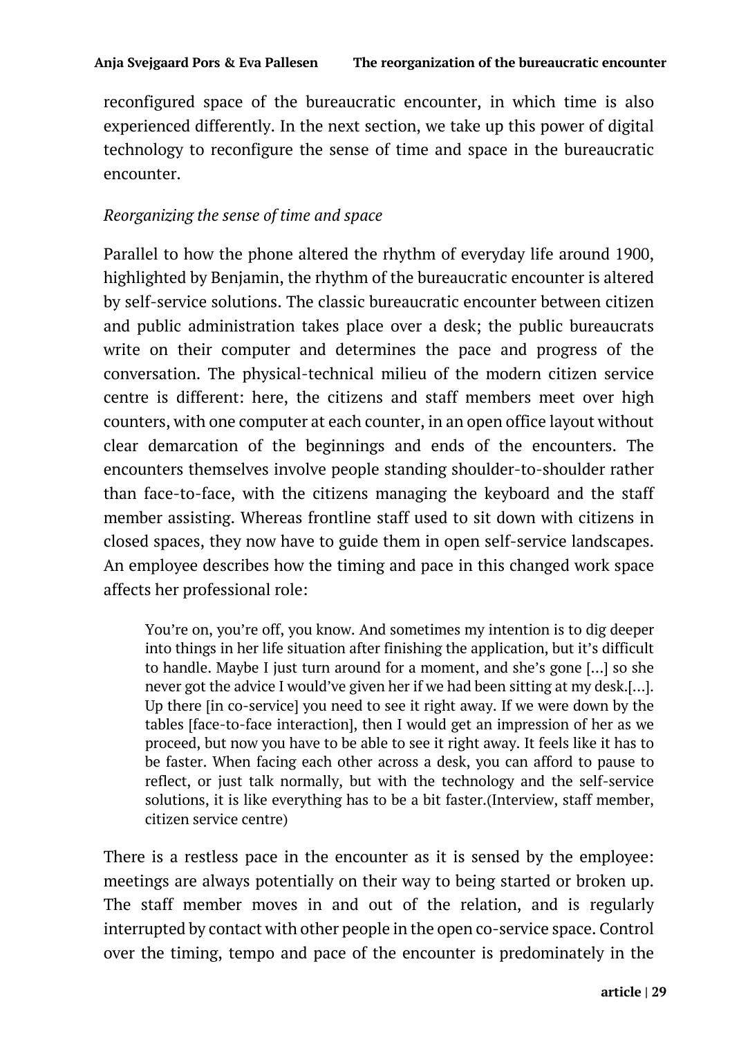reconfigured space of the bureaucratic encounter, in which time is also experienced differently. In the next section, we take up this power of digital technology to reconfigure the sense of time and space in the bureaucratic encounter.

*Reorganizing the sense of time and space*

Parallel to how the phone altered the rhythm of everyday life around 1900, highlighted by Benjamin, the rhythm of the bureaucratic encounter is altered by self-service solutions. The classic bureaucratic encounter between citizen and public administration takes place over a desk; the public bureaucrats write on their computer and determines the pace and progress of the conversation. The physical-technical milieu of the modern citizen service centre is different: here, the citizens and staff members meet over high counters, with one computer at each counter, in an open office layout without clear demarcation of the beginnings and ends of the encounters. The encounters themselves involve people standing shoulder-to-shoulder rather than face-to-face, with the citizens managing the keyboard and the staff member assisting. Whereas frontline staff used to sit down with citizens in closed spaces, they now have to guide them in open self-service landscapes. An employee describes how the timing and pace in this changed work space affects her professional role:

> You're on, you're off, you know. And sometimes my intention is to dig deeper into things in her life situation after finishing the application, but it's difficult to handle. Maybe I just turn around for a moment, and she's gone [...] so she never got the advice I would've given her if we had been sitting at my desk.[...]. Up there [in co-service] you need to see it right away. If we were down by the tables [face-to-face interaction], then I would get an impression of her as we proceed, but now you have to be able to see it right away. It feels like it has to be faster. When facing each other across a desk, you can afford to pause to reflect, or just talk normally, but with the technology and the self-service solutions, it is like everything has to be a bit faster.(Interview, staff member, citizen service centre)

There is a restless pace in the encounter as it is sensed by the employee: meetings are always potentially on their way to being started or broken up. The staff member moves in and out of the relation, and is regularly interrupted by contact with other people in the open co-service space. Control over the timing, tempo and pace of the encounter is predominately in the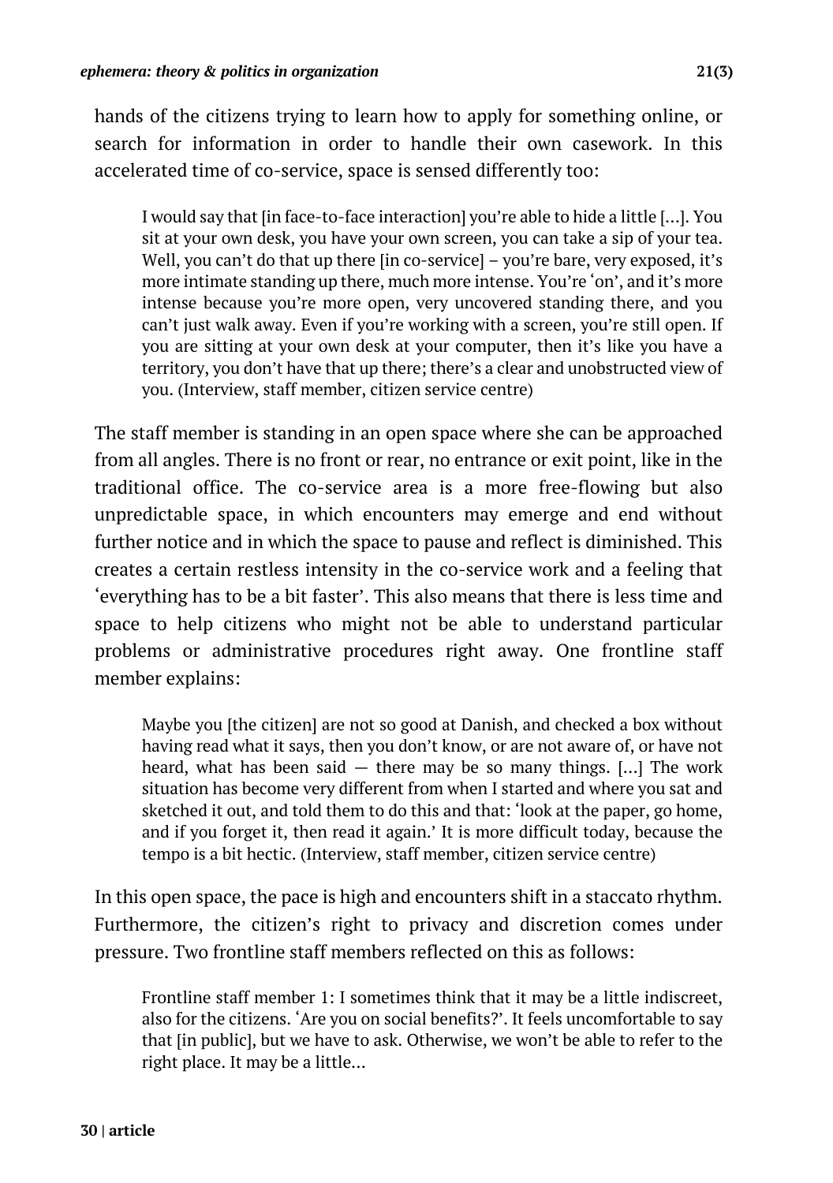hands of the citizens trying to learn how to apply for something online, or search for information in order to handle their own casework. In this accelerated time of co-service, space is sensed differently too:

> I would say that [in face-to-face interaction] you're able to hide a little […]. You sit at your own desk, you have your own screen, you can take a sip of your tea. Well, you can't do that up there [in co-service] – you're bare, very exposed, it's more intimate standing up there, much more intense. You're 'on', and it's more intense because you're more open, very uncovered standing there, and you can't just walk away. Even if you're working with a screen, you're still open. If you are sitting at your own desk at your computer, then it's like you have a territory, you don't have that up there; there's a clear and unobstructed view of you. (Interview, staff member, citizen service centre)

The staff member is standing in an open space where she can be approached from all angles. There is no front or rear, no entrance or exit point, like in the traditional office. The co-service area is a more free-flowing but also unpredictable space, in which encounters may emerge and end without further notice and in which the space to pause and reflect is diminished. This creates a certain restless intensity in the co-service work and a feeling that 'everything has to be a bit faster'. This also means that there is less time and space to help citizens who might not be able to understand particular problems or administrative procedures right away. One frontline staff member explains:

> Maybe you [the citizen] are not so good at Danish, and checked a box without having read what it says, then you don't know, or are not aware of, or have not heard, what has been said — there may be so many things. […] The work situation has become very different from when I started and where you sat and sketched it out, and told them to do this and that: 'look at the paper, go home, and if you forget it, then read it again.' It is more difficult today, because the tempo is a bit hectic. (Interview, staff member, citizen service centre)

In this open space, the pace is high and encounters shift in a staccato rhythm. Furthermore, the citizen's right to privacy and discretion comes under pressure. Two frontline staff members reflected on this as follows:

> Frontline staff member 1: I sometimes think that it may be a little indiscreet, also for the citizens. 'Are you on social benefits?'. It feels uncomfortable to say that [in public], but we have to ask. Otherwise, we won't be able to refer to the right place. It may be a little…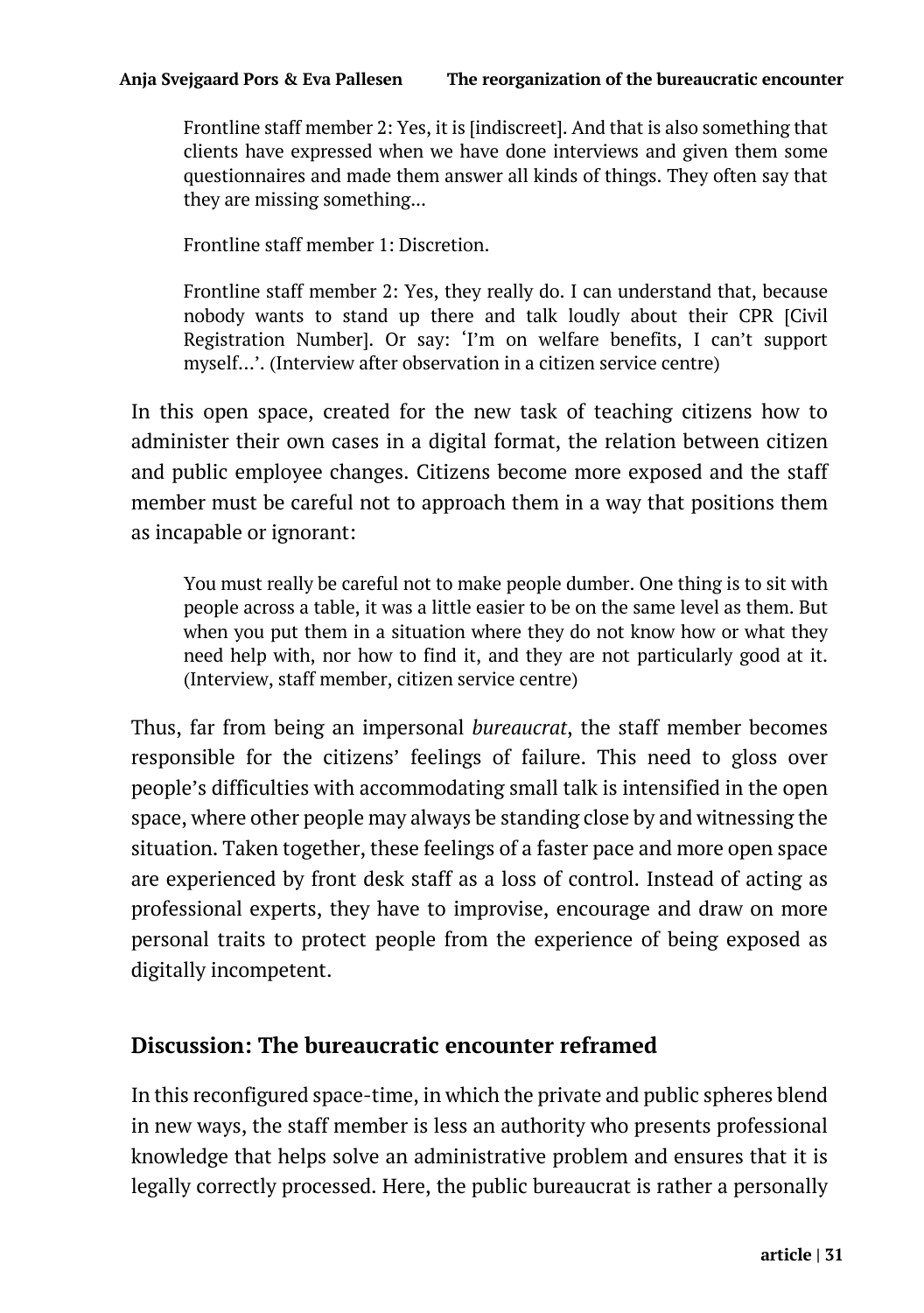> Frontline staff member 2: Yes, it is [indiscreet]. And that is also something that clients have expressed when we have done interviews and given them some questionnaires and made them answer all kinds of things. They often say that they are missing something…
>
> Frontline staff member 1: Discretion.
>
> Frontline staff member 2: Yes, they really do. I can understand that, because nobody wants to stand up there and talk loudly about their CPR [Civil Registration Number]. Or say: 'I'm on welfare benefits, I can't support myself…'. (Interview after observation in a citizen service centre)

In this open space, created for the new task of teaching citizens how to administer their own cases in a digital format, the relation between citizen and public employee changes. Citizens become more exposed and the staff member must be careful not to approach them in a way that positions them as incapable or ignorant:

> You must really be careful not to make people dumber. One thing is to sit with people across a table, it was a little easier to be on the same level as them. But when you put them in a situation where they do not know how or what they need help with, nor how to find it, and they are not particularly good at it. (Interview, staff member, citizen service centre)

Thus, far from being an impersonal *bureaucrat*, the staff member becomes responsible for the citizens' feelings of failure. This need to gloss over people's difficulties with accommodating small talk is intensified in the open space, where other people may always be standing close by and witnessing the situation. Taken together, these feelings of a faster pace and more open space are experienced by front desk staff as a loss of control. Instead of acting as professional experts, they have to improvise, encourage and draw on more personal traits to protect people from the experience of being exposed as digitally incompetent.

## Discussion: The bureaucratic encounter reframed

In this reconfigured space-time, in which the private and public spheres blend in new ways, the staff member is less an authority who presents professional knowledge that helps solve an administrative problem and ensures that it is legally correctly processed. Here, the public bureaucrat is rather a personally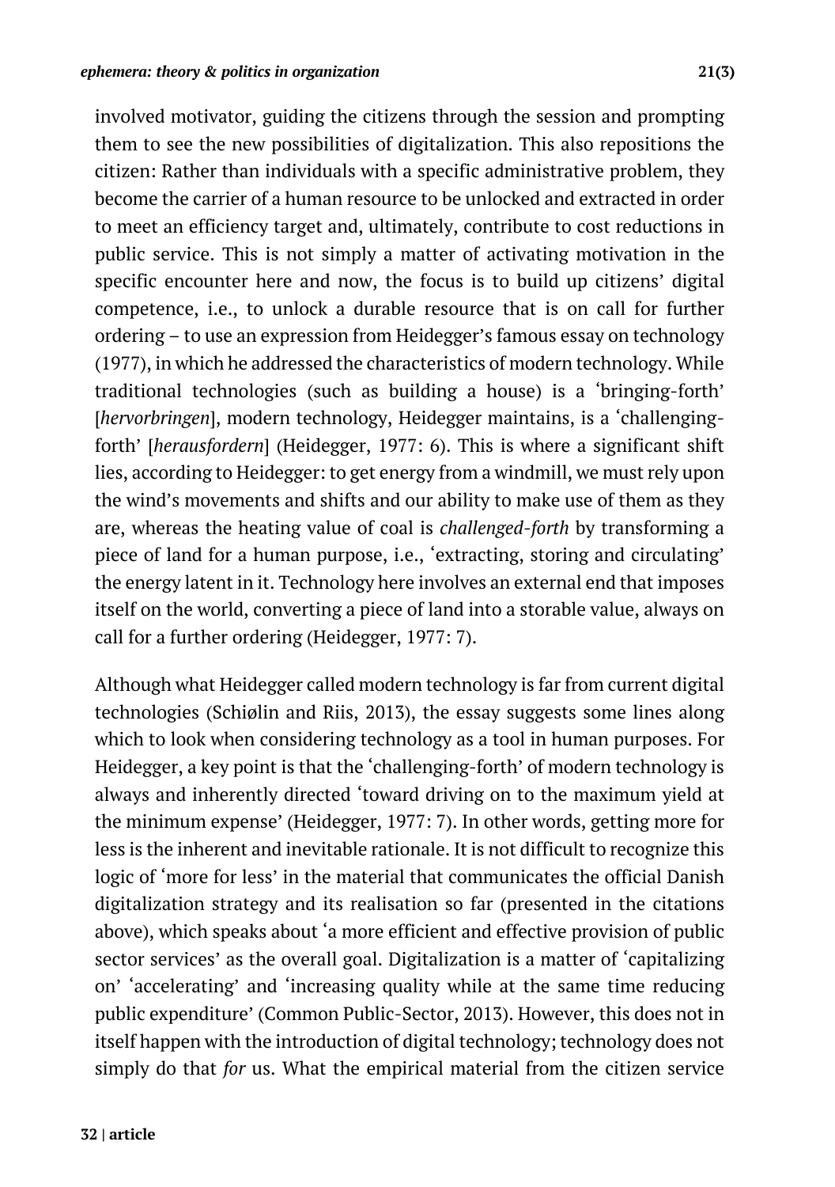involved motivator, guiding the citizens through the session and prompting them to see the new possibilities of digitalization. This also repositions the citizen: Rather than individuals with a specific administrative problem, they become the carrier of a human resource to be unlocked and extracted in order to meet an efficiency target and, ultimately, contribute to cost reductions in public service. This is not simply a matter of activating motivation in the specific encounter here and now, the focus is to build up citizens' digital competence, i.e., to unlock a durable resource that is on call for further ordering – to use an expression from Heidegger's famous essay on technology (1977), in which he addressed the characteristics of modern technology. While traditional technologies (such as building a house) is a 'bringing-forth' [*hervorbringen*], modern technology, Heidegger maintains, is a 'challenging-forth' [*herausfordern*] (Heidegger, 1977: 6). This is where a significant shift lies, according to Heidegger: to get energy from a windmill, we must rely upon the wind's movements and shifts and our ability to make use of them as they are, whereas the heating value of coal is *challenged-forth* by transforming a piece of land for a human purpose, i.e., 'extracting, storing and circulating' the energy latent in it. Technology here involves an external end that imposes itself on the world, converting a piece of land into a storable value, always on call for a further ordering (Heidegger, 1977: 7).

Although what Heidegger called modern technology is far from current digital technologies (Schiølin and Riis, 2013), the essay suggests some lines along which to look when considering technology as a tool in human purposes. For Heidegger, a key point is that the 'challenging-forth' of modern technology is always and inherently directed 'toward driving on to the maximum yield at the minimum expense' (Heidegger, 1977: 7). In other words, getting more for less is the inherent and inevitable rationale. It is not difficult to recognize this logic of 'more for less' in the material that communicates the official Danish digitalization strategy and its realisation so far (presented in the citations above), which speaks about 'a more efficient and effective provision of public sector services' as the overall goal. Digitalization is a matter of 'capitalizing on' 'accelerating' and 'increasing quality while at the same time reducing public expenditure' (Common Public-Sector, 2013). However, this does not in itself happen with the introduction of digital technology; technology does not simply do that *for* us. What the empirical material from the citizen service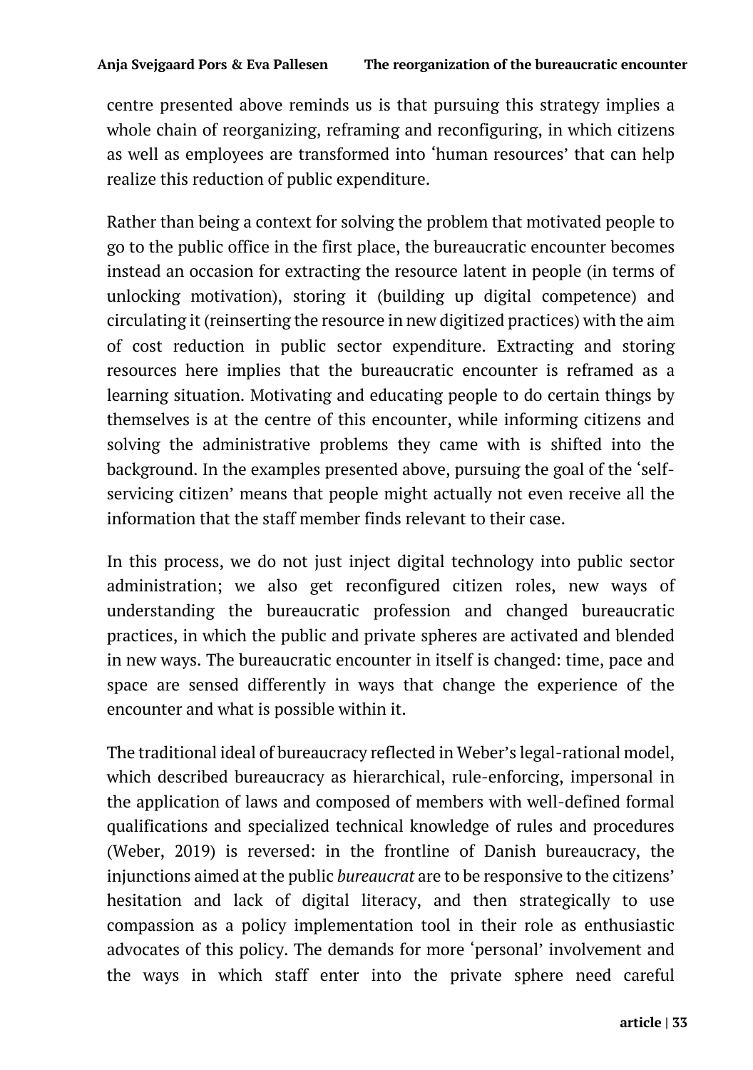centre presented above reminds us is that pursuing this strategy implies a whole chain of reorganizing, reframing and reconfiguring, in which citizens as well as employees are transformed into 'human resources' that can help realize this reduction of public expenditure.

Rather than being a context for solving the problem that motivated people to go to the public office in the first place, the bureaucratic encounter becomes instead an occasion for extracting the resource latent in people (in terms of unlocking motivation), storing it (building up digital competence) and circulating it (reinserting the resource in new digitized practices) with the aim of cost reduction in public sector expenditure. Extracting and storing resources here implies that the bureaucratic encounter is reframed as a learning situation. Motivating and educating people to do certain things by themselves is at the centre of this encounter, while informing citizens and solving the administrative problems they came with is shifted into the background. In the examples presented above, pursuing the goal of the 'self-servicing citizen' means that people might actually not even receive all the information that the staff member finds relevant to their case.

In this process, we do not just inject digital technology into public sector administration; we also get reconfigured citizen roles, new ways of understanding the bureaucratic profession and changed bureaucratic practices, in which the public and private spheres are activated and blended in new ways. The bureaucratic encounter in itself is changed: time, pace and space are sensed differently in ways that change the experience of the encounter and what is possible within it.

The traditional ideal of bureaucracy reflected in Weber's legal-rational model, which described bureaucracy as hierarchical, rule-enforcing, impersonal in the application of laws and composed of members with well-defined formal qualifications and specialized technical knowledge of rules and procedures (Weber, 2019) is reversed: in the frontline of Danish bureaucracy, the injunctions aimed at the public *bureaucrat* are to be responsive to the citizens' hesitation and lack of digital literacy, and then strategically to use compassion as a policy implementation tool in their role as enthusiastic advocates of this policy. The demands for more 'personal' involvement and the ways in which staff enter into the private sphere need careful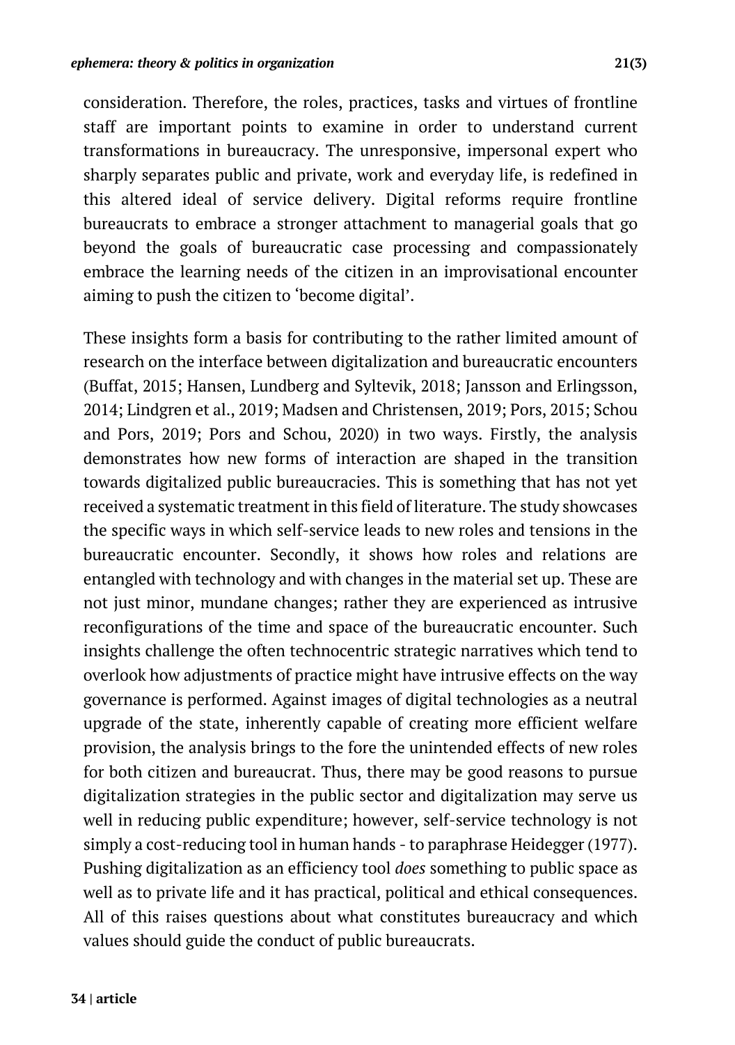consideration. Therefore, the roles, practices, tasks and virtues of frontline staff are important points to examine in order to understand current transformations in bureaucracy. The unresponsive, impersonal expert who sharply separates public and private, work and everyday life, is redefined in this altered ideal of service delivery. Digital reforms require frontline bureaucrats to embrace a stronger attachment to managerial goals that go beyond the goals of bureaucratic case processing and compassionately embrace the learning needs of the citizen in an improvisational encounter aiming to push the citizen to 'become digital'.

These insights form a basis for contributing to the rather limited amount of research on the interface between digitalization and bureaucratic encounters (Buffat, 2015; Hansen, Lundberg and Syltevik, 2018; Jansson and Erlingsson, 2014; Lindgren et al., 2019; Madsen and Christensen, 2019; Pors, 2015; Schou and Pors, 2019; Pors and Schou, 2020) in two ways. Firstly, the analysis demonstrates how new forms of interaction are shaped in the transition towards digitalized public bureaucracies. This is something that has not yet received a systematic treatment in this field of literature. The study showcases the specific ways in which self-service leads to new roles and tensions in the bureaucratic encounter. Secondly, it shows how roles and relations are entangled with technology and with changes in the material set up. These are not just minor, mundane changes; rather they are experienced as intrusive reconfigurations of the time and space of the bureaucratic encounter. Such insights challenge the often technocentric strategic narratives which tend to overlook how adjustments of practice might have intrusive effects on the way governance is performed. Against images of digital technologies as a neutral upgrade of the state, inherently capable of creating more efficient welfare provision, the analysis brings to the fore the unintended effects of new roles for both citizen and bureaucrat. Thus, there may be good reasons to pursue digitalization strategies in the public sector and digitalization may serve us well in reducing public expenditure; however, self-service technology is not simply a cost-reducing tool in human hands - to paraphrase Heidegger (1977). Pushing digitalization as an efficiency tool *does* something to public space as well as to private life and it has practical, political and ethical consequences. All of this raises questions about what constitutes bureaucracy and which values should guide the conduct of public bureaucrats.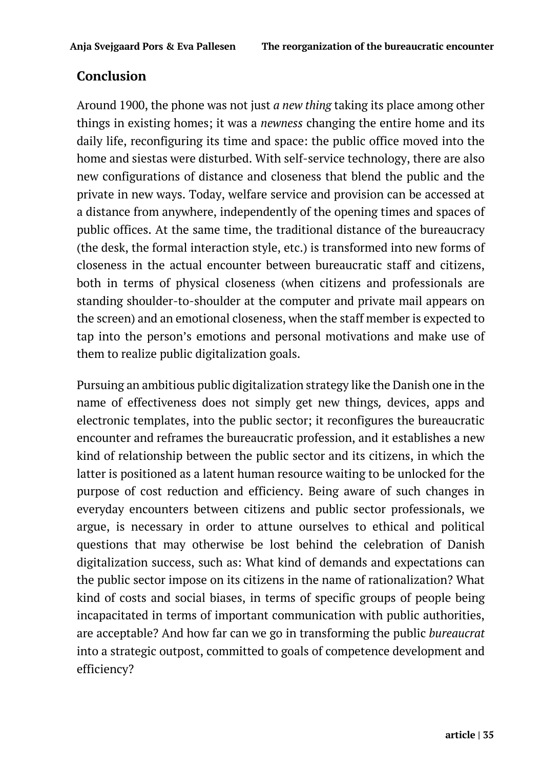## Conclusion

Around 1900, the phone was not just *a new thing* taking its place among other things in existing homes; it was a *newness* changing the entire home and its daily life, reconfiguring its time and space: the public office moved into the home and siestas were disturbed. With self-service technology, there are also new configurations of distance and closeness that blend the public and the private in new ways. Today, welfare service and provision can be accessed at a distance from anywhere, independently of the opening times and spaces of public offices. At the same time, the traditional distance of the bureaucracy (the desk, the formal interaction style, etc.) is transformed into new forms of closeness in the actual encounter between bureaucratic staff and citizens, both in terms of physical closeness (when citizens and professionals are standing shoulder-to-shoulder at the computer and private mail appears on the screen) and an emotional closeness, when the staff member is expected to tap into the person's emotions and personal motivations and make use of them to realize public digitalization goals.

Pursuing an ambitious public digitalization strategy like the Danish one in the name of effectiveness does not simply get new things*,* devices, apps and electronic templates, into the public sector; it reconfigures the bureaucratic encounter and reframes the bureaucratic profession, and it establishes a new kind of relationship between the public sector and its citizens, in which the latter is positioned as a latent human resource waiting to be unlocked for the purpose of cost reduction and efficiency. Being aware of such changes in everyday encounters between citizens and public sector professionals, we argue, is necessary in order to attune ourselves to ethical and political questions that may otherwise be lost behind the celebration of Danish digitalization success, such as: What kind of demands and expectations can the public sector impose on its citizens in the name of rationalization? What kind of costs and social biases, in terms of specific groups of people being incapacitated in terms of important communication with public authorities, are acceptable? And how far can we go in transforming the public *bureaucrat* into a strategic outpost, committed to goals of competence development and efficiency?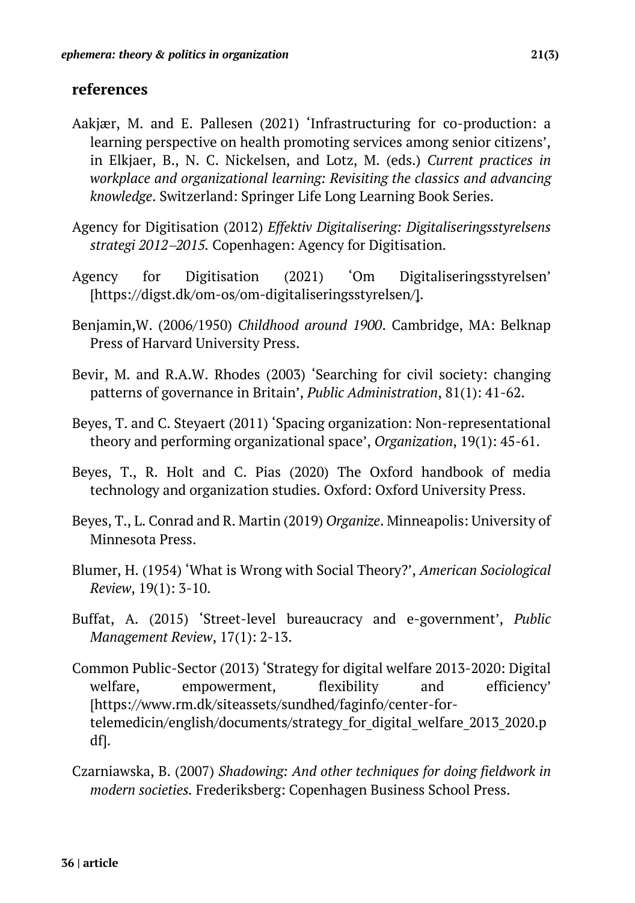## references

Aakjær, M. and E. Pallesen (2021) 'Infrastructuring for co-production: a learning perspective on health promoting services among senior citizens', in Elkjaer, B., N. C. Nickelsen, and Lotz, M. (eds.) *Current practices in workplace and organizational learning: Revisiting the classics and advancing knowledge*. Switzerland: Springer Life Long Learning Book Series.

Agency for Digitisation (2012) *Effektiv Digitalisering: Digitaliseringsstyrelsens strategi 2012–2015.* Copenhagen: Agency for Digitisation.

Agency for Digitisation (2021) 'Om Digitaliseringsstyrelsen' [https://digst.dk/om-os/om-digitaliseringsstyrelsen/].

Benjamin,W. (2006/1950) *Childhood around 1900*. Cambridge, MA: Belknap Press of Harvard University Press.

Bevir, M. and R.A.W. Rhodes (2003) 'Searching for civil society: changing patterns of governance in Britain', *Public Administration*, 81(1): 41-62.

Beyes, T. and C. Steyaert (2011) 'Spacing organization: Non-representational theory and performing organizational space', *Organization*, 19(1): 45-61.

Beyes, T., R. Holt and C. Pias (2020) The Oxford handbook of media technology and organization studies. Oxford: Oxford University Press.

Beyes, T., L. Conrad and R. Martin (2019) *Organize*. Minneapolis: University of Minnesota Press.

Blumer, H. (1954) 'What is Wrong with Social Theory?', *American Sociological Review*, 19(1): 3-10.

Buffat, A. (2015) 'Street-level bureaucracy and e-government', *Public Management Review*, 17(1): 2-13.

Common Public-Sector (2013) 'Strategy for digital welfare 2013-2020: Digital welfare, empowerment, flexibility and efficiency' [https://www.rm.dk/siteassets/sundhed/faginfo/center-for-telemedicin/english/documents/strategy_for_digital_welfare_2013_2020.pdf].

Czarniawska, B. (2007) *Shadowing: And other techniques for doing fieldwork in modern societies.* Frederiksberg: Copenhagen Business School Press.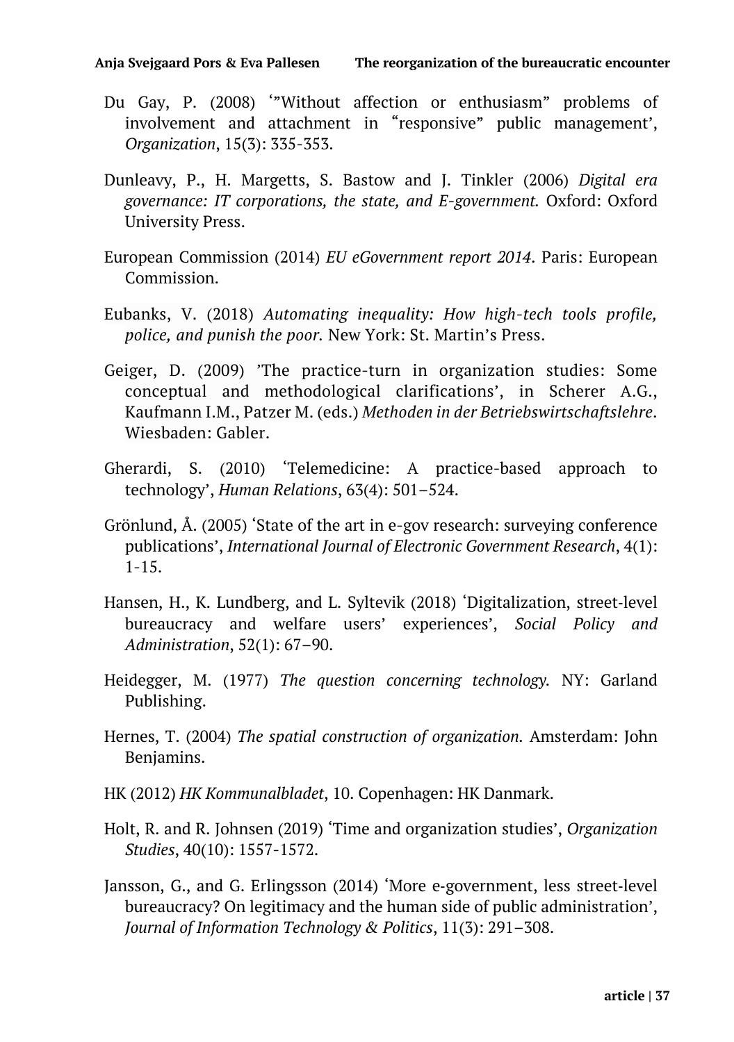Du Gay, P. (2008) '"Without affection or enthusiasm" problems of involvement and attachment in "responsive" public management', *Organization*, 15(3): 335-353.

Dunleavy, P., H. Margetts, S. Bastow and J. Tinkler (2006) *Digital era governance: IT corporations, the state, and E-government.* Oxford: Oxford University Press.

European Commission (2014) *EU eGovernment report 2014*. Paris: European Commission.

Eubanks, V. (2018) *Automating inequality: How high-tech tools profile, police, and punish the poor.* New York: St. Martin's Press.

Geiger, D. (2009) 'The practice-turn in organization studies: Some conceptual and methodological clarifications', in Scherer A.G., Kaufmann I.M., Patzer M. (eds.) *Methoden in der Betriebswirtschaftslehre*. Wiesbaden: Gabler.

Gherardi, S. (2010) 'Telemedicine: A practice-based approach to technology', *Human Relations*, 63(4): 501–524.

Grönlund, Å. (2005) 'State of the art in e-gov research: surveying conference publications', *International Journal of Electronic Government Research*, 4(1): 1-15.

Hansen, H., K. Lundberg, and L. Syltevik (2018) 'Digitalization, street-level bureaucracy and welfare users' experiences', *Social Policy and Administration*, 52(1): 67–90.

Heidegger, M. (1977) *The question concerning technology.* NY: Garland Publishing.

Hernes, T. (2004) *The spatial construction of organization.* Amsterdam: John Benjamins.

HK (2012) *HK Kommunalbladet*, 10. Copenhagen: HK Danmark.

Holt, R. and R. Johnsen (2019) 'Time and organization studies', *Organization Studies*, 40(10): 1557-1572.

Jansson, G., and G. Erlingsson (2014) 'More e-government, less street-level bureaucracy? On legitimacy and the human side of public administration', *Journal of Information Technology & Politics*, 11(3): 291–308.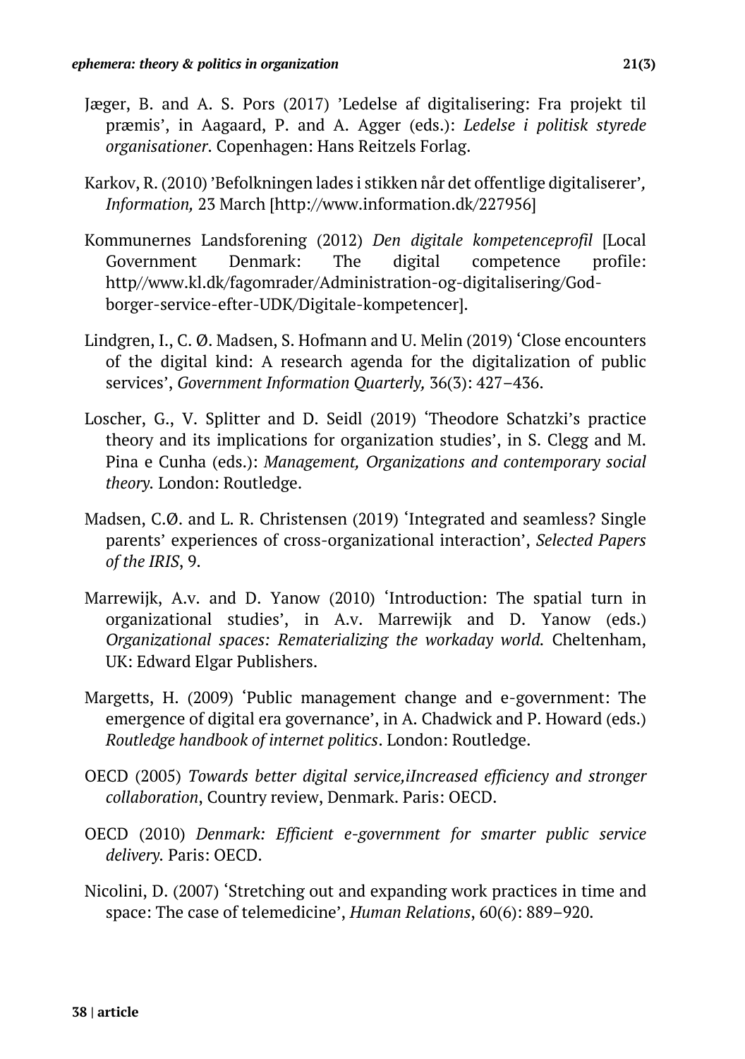Jæger, B. and A. S. Pors (2017) 'Ledelse af digitalisering: Fra projekt til præmis', in Aagaard, P. and A. Agger (eds.): *Ledelse i politisk styrede organisationer*. Copenhagen: Hans Reitzels Forlag.

Karkov, R. (2010) 'Befolkningen lades i stikken når det offentlige digitaliserer', *Information,* 23 March [http://www.information.dk/227956]

Kommunernes Landsforening (2012) *Den digitale kompetenceprofil* [Local Government Denmark: The digital competence profile: http//www.kl.dk/fagomrader/Administration-og-digitalisering/God-borger-service-efter-UDK/Digitale-kompetencer].

Lindgren, I., C. Ø. Madsen, S. Hofmann and U. Melin (2019) 'Close encounters of the digital kind: A research agenda for the digitalization of public services', *Government Information Quarterly,* 36(3): 427–436.

Loscher, G., V. Splitter and D. Seidl (2019) 'Theodore Schatzki's practice theory and its implications for organization studies', in S. Clegg and M. Pina e Cunha (eds.): *Management, Organizations and contemporary social theory.* London: Routledge.

Madsen, C.Ø. and L. R. Christensen (2019) 'Integrated and seamless? Single parents' experiences of cross-organizational interaction', *Selected Papers of the IRIS*, 9.

Marrewijk, A.v. and D. Yanow (2010) 'Introduction: The spatial turn in organizational studies', in A.v. Marrewijk and D. Yanow (eds.) *Organizational spaces: Rematerializing the workaday world.* Cheltenham, UK: Edward Elgar Publishers.

Margetts, H. (2009) 'Public management change and e-government: The emergence of digital era governance', in A. Chadwick and P. Howard (eds.) *Routledge handbook of internet politics*. London: Routledge.

OECD (2005) *Towards better digital service,iIncreased efficiency and stronger collaboration*, Country review, Denmark. Paris: OECD.

OECD (2010) *Denmark: Efficient e-government for smarter public service delivery.* Paris: OECD.

Nicolini, D. (2007) 'Stretching out and expanding work practices in time and space: The case of telemedicine', *Human Relations*, 60(6): 889–920.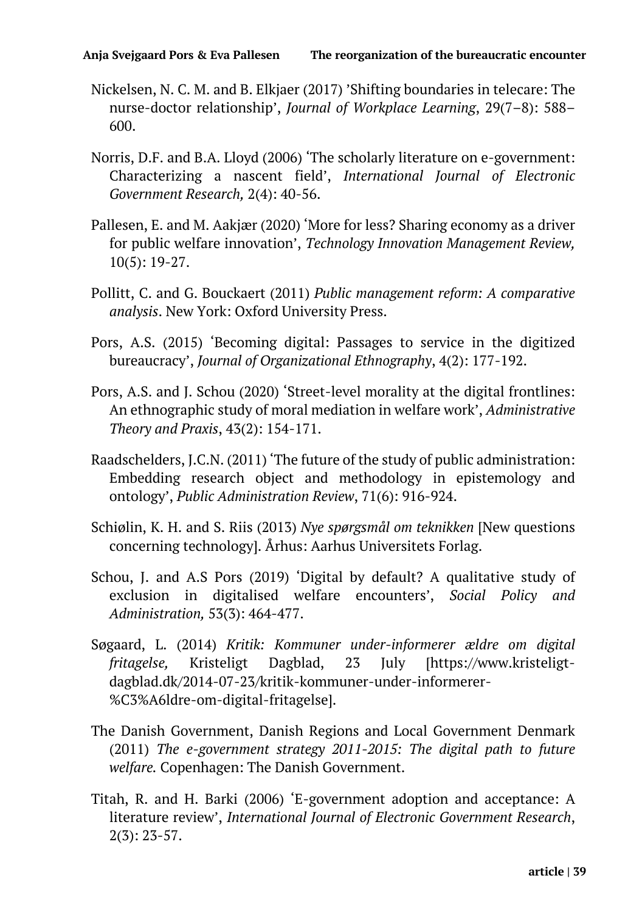Nickelsen, N. C. M. and B. Elkjaer (2017) 'Shifting boundaries in telecare: The nurse-doctor relationship', *Journal of Workplace Learning*, 29(7–8): 588–600.

Norris, D.F. and B.A. Lloyd (2006) 'The scholarly literature on e-government: Characterizing a nascent field', *International Journal of Electronic Government Research,* 2(4): 40-56.

Pallesen, E. and M. Aakjær (2020) 'More for less? Sharing economy as a driver for public welfare innovation', *Technology Innovation Management Review,* 10(5): 19-27.

Pollitt, C. and G. Bouckaert (2011) *Public management reform: A comparative analysis*. New York: Oxford University Press.

Pors, A.S. (2015) 'Becoming digital: Passages to service in the digitized bureaucracy', *Journal of Organizational Ethnography*, 4(2): 177-192.

Pors, A.S. and J. Schou (2020) 'Street-level morality at the digital frontlines: An ethnographic study of moral mediation in welfare work', *Administrative Theory and Praxis*, 43(2): 154-171.

Raadschelders, J.C.N. (2011) 'The future of the study of public administration: Embedding research object and methodology in epistemology and ontology', *Public Administration Review*, 71(6): 916-924.

Schiølin, K. H. and S. Riis (2013) *Nye spørgsmål om teknikken* [New questions concerning technology]. Århus: Aarhus Universitets Forlag.

Schou, J. and A.S Pors (2019) 'Digital by default? A qualitative study of exclusion in digitalised welfare encounters', *Social Policy and Administration,* 53(3): 464-477.

Søgaard, L. (2014) *Kritik: Kommuner under-informerer ældre om digital fritagelse,* Kristeligt Dagblad, 23 July [https://www.kristeligt-dagblad.dk/2014-07-23/kritik-kommuner-under-informerer-%C3%A6ldre-om-digital-fritagelse].

The Danish Government, Danish Regions and Local Government Denmark (2011) *The e-government strategy 2011-2015: The digital path to future welfare.* Copenhagen: The Danish Government.

Titah, R. and H. Barki (2006) 'E-government adoption and acceptance: A literature review', *International Journal of Electronic Government Research*, 2(3): 23-57.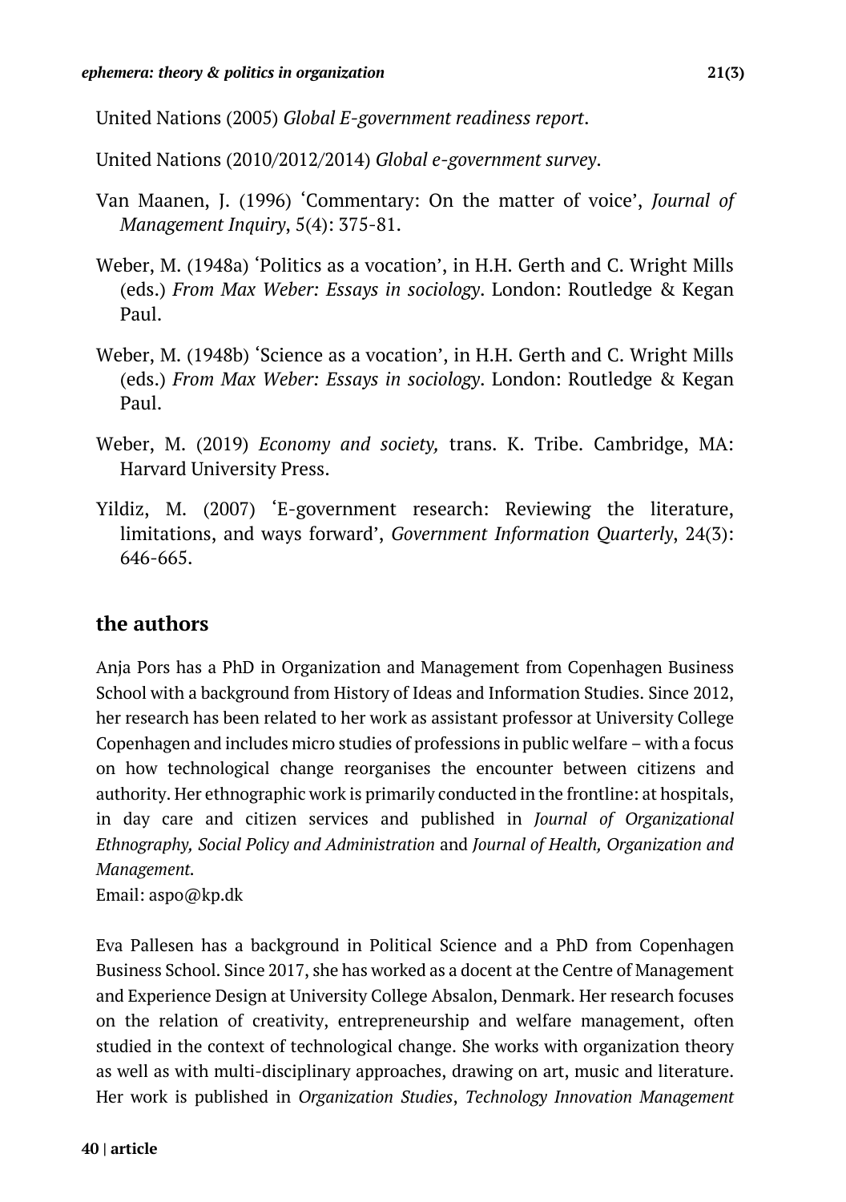United Nations (2005) *Global E-government readiness report*.

United Nations (2010/2012/2014) *Global e-government survey*.

Van Maanen, J. (1996) 'Commentary: On the matter of voice', *Journal of Management Inquiry*, 5(4): 375-81.

Weber, M. (1948a) 'Politics as a vocation', in H.H. Gerth and C. Wright Mills (eds.) *From Max Weber: Essays in sociology*. London: Routledge & Kegan Paul.

Weber, M. (1948b) 'Science as a vocation', in H.H. Gerth and C. Wright Mills (eds.) *From Max Weber: Essays in sociology*. London: Routledge & Kegan Paul.

Weber, M. (2019) *Economy and society,* trans. K. Tribe. Cambridge, MA: Harvard University Press.

Yildiz, M. (2007) 'E-government research: Reviewing the literature, limitations, and ways forward', *Government Information Quarterly*, 24(3): 646-665.

## the authors

Anja Pors has a PhD in Organization and Management from Copenhagen Business School with a background from History of Ideas and Information Studies. Since 2012, her research has been related to her work as assistant professor at University College Copenhagen and includes micro studies of professions in public welfare – with a focus on how technological change reorganises the encounter between citizens and authority. Her ethnographic work is primarily conducted in the frontline: at hospitals, in day care and citizen services and published in *Journal of Organizational Ethnography, Social Policy and Administration* and *Journal of Health, Organization and Management.*
Email: aspo@kp.dk

Eva Pallesen has a background in Political Science and a PhD from Copenhagen Business School. Since 2017, she has worked as a docent at the Centre of Management and Experience Design at University College Absalon, Denmark. Her research focuses on the relation of creativity, entrepreneurship and welfare management, often studied in the context of technological change. She works with organization theory as well as with multi-disciplinary approaches, drawing on art, music and literature. Her work is published in *Organization Studies*, *Technology Innovation Management*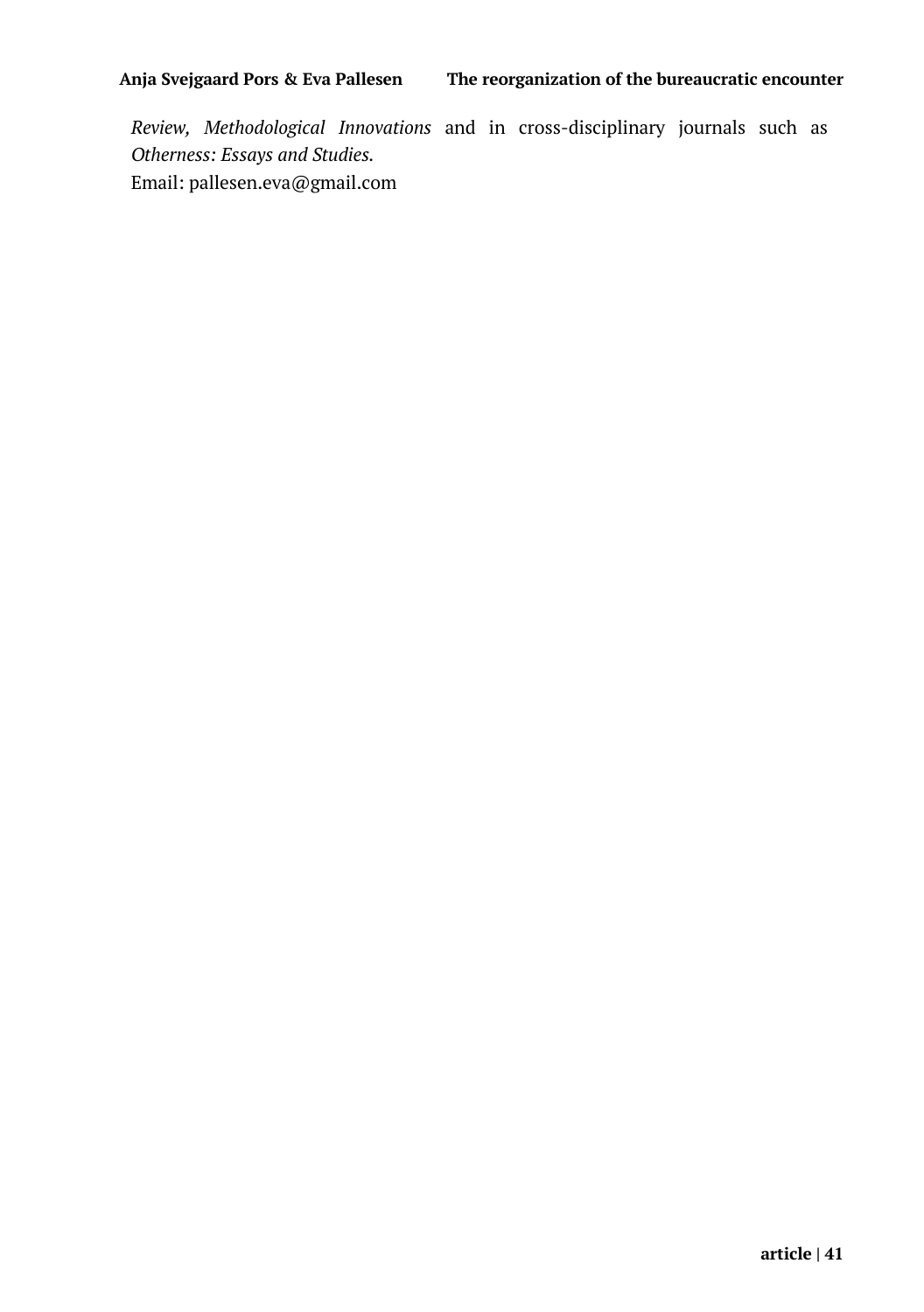*Review, Methodological Innovations* and in cross-disciplinary journals such as *Otherness: Essays and Studies*.
Email: pallesen.eva@gmail.com